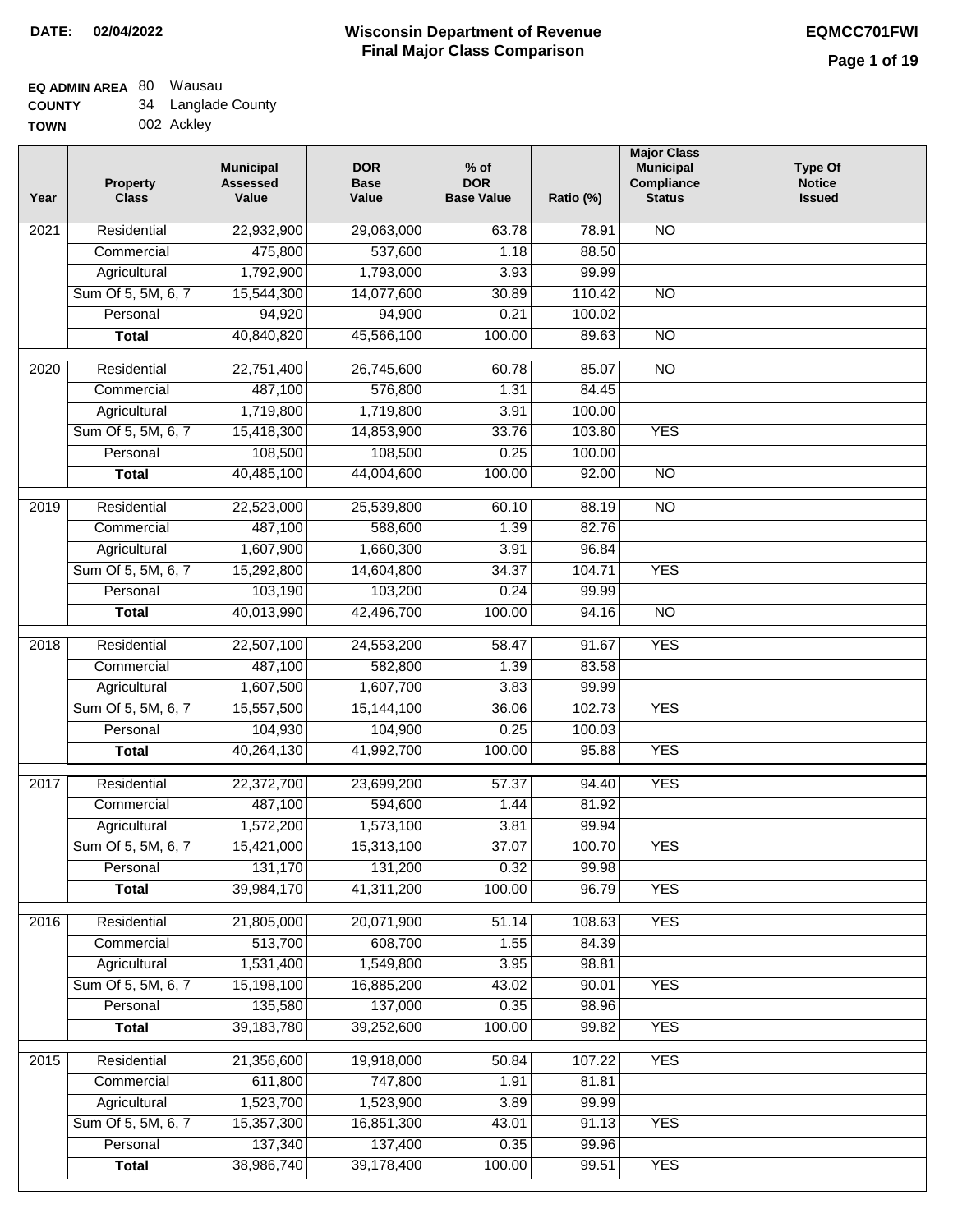**DATE:** 02/04/2022

# Wisconsin Department of Revenue
## Final Major Class Comparison

**EQMCC701FWI**

**EQ ADMIN AREA** 80 Wausau
**COUNTY** 34 Langlade County
**TOWN** 002 Ackley

| Year | Property Class | Municipal Assessed Value | DOR Base Value | % of DOR Base Value | Ratio (%) | Major Class Municipal Compliance Status | Type Of Notice Issued |
|---|---|---|---|---|---|---|---|
| 2021 | Residential | 22,932,900 | 29,063,000 | 63.78 | 78.91 | NO | |
| | Commercial | 475,800 | 537,600 | 1.18 | 88.50 | | |
| | Agricultural | 1,792,900 | 1,793,000 | 3.93 | 99.99 | | |
| | Sum Of 5, 5M, 6, 7 | 15,544,300 | 14,077,600 | 30.89 | 110.42 | NO | |
| | Personal | 94,920 | 94,900 | 0.21 | 100.02 | | |
| | **Total** | 40,840,820 | 45,566,100 | 100.00 | 89.63 | NO | |
| 2020 | Residential | 22,751,400 | 26,745,600 | 60.78 | 85.07 | NO | |
| | Commercial | 487,100 | 576,800 | 1.31 | 84.45 | | |
| | Agricultural | 1,719,800 | 1,719,800 | 3.91 | 100.00 | | |
| | Sum Of 5, 5M, 6, 7 | 15,418,300 | 14,853,900 | 33.76 | 103.80 | YES | |
| | Personal | 108,500 | 108,500 | 0.25 | 100.00 | | |
| | **Total** | 40,485,100 | 44,004,600 | 100.00 | 92.00 | NO | |
| 2019 | Residential | 22,523,000 | 25,539,800 | 60.10 | 88.19 | NO | |
| | Commercial | 487,100 | 588,600 | 1.39 | 82.76 | | |
| | Agricultural | 1,607,900 | 1,660,300 | 3.91 | 96.84 | | |
| | Sum Of 5, 5M, 6, 7 | 15,292,800 | 14,604,800 | 34.37 | 104.71 | YES | |
| | Personal | 103,190 | 103,200 | 0.24 | 99.99 | | |
| | **Total** | 40,013,990 | 42,496,700 | 100.00 | 94.16 | NO | |
| 2018 | Residential | 22,507,100 | 24,553,200 | 58.47 | 91.67 | YES | |
| | Commercial | 487,100 | 582,800 | 1.39 | 83.58 | | |
| | Agricultural | 1,607,500 | 1,607,700 | 3.83 | 99.99 | | |
| | Sum Of 5, 5M, 6, 7 | 15,557,500 | 15,144,100 | 36.06 | 102.73 | YES | |
| | Personal | 104,930 | 104,900 | 0.25 | 100.03 | | |
| | **Total** | 40,264,130 | 41,992,700 | 100.00 | 95.88 | YES | |
| 2017 | Residential | 22,372,700 | 23,699,200 | 57.37 | 94.40 | YES | |
| | Commercial | 487,100 | 594,600 | 1.44 | 81.92 | | |
| | Agricultural | 1,572,200 | 1,573,100 | 3.81 | 99.94 | | |
| | Sum Of 5, 5M, 6, 7 | 15,421,000 | 15,313,100 | 37.07 | 100.70 | YES | |
| | Personal | 131,170 | 131,200 | 0.32 | 99.98 | | |
| | **Total** | 39,984,170 | 41,311,200 | 100.00 | 96.79 | YES | |
| 2016 | Residential | 21,805,000 | 20,071,900 | 51.14 | 108.63 | YES | |
| | Commercial | 513,700 | 608,700 | 1.55 | 84.39 | | |
| | Agricultural | 1,531,400 | 1,549,800 | 3.95 | 98.81 | | |
| | Sum Of 5, 5M, 6, 7 | 15,198,100 | 16,885,200 | 43.02 | 90.01 | YES | |
| | Personal | 135,580 | 137,000 | 0.35 | 98.96 | | |
| | **Total** | 39,183,780 | 39,252,600 | 100.00 | 99.82 | YES | |
| 2015 | Residential | 21,356,600 | 19,918,000 | 50.84 | 107.22 | YES | |
| | Commercial | 611,800 | 747,800 | 1.91 | 81.81 | | |
| | Agricultural | 1,523,700 | 1,523,900 | 3.89 | 99.99 | | |
| | Sum Of 5, 5M, 6, 7 | 15,357,300 | 16,851,300 | 43.01 | 91.13 | YES | |
| | Personal | 137,340 | 137,400 | 0.35 | 99.96 | | |
| | **Total** | 38,986,740 | 39,178,400 | 100.00 | 99.51 | YES | |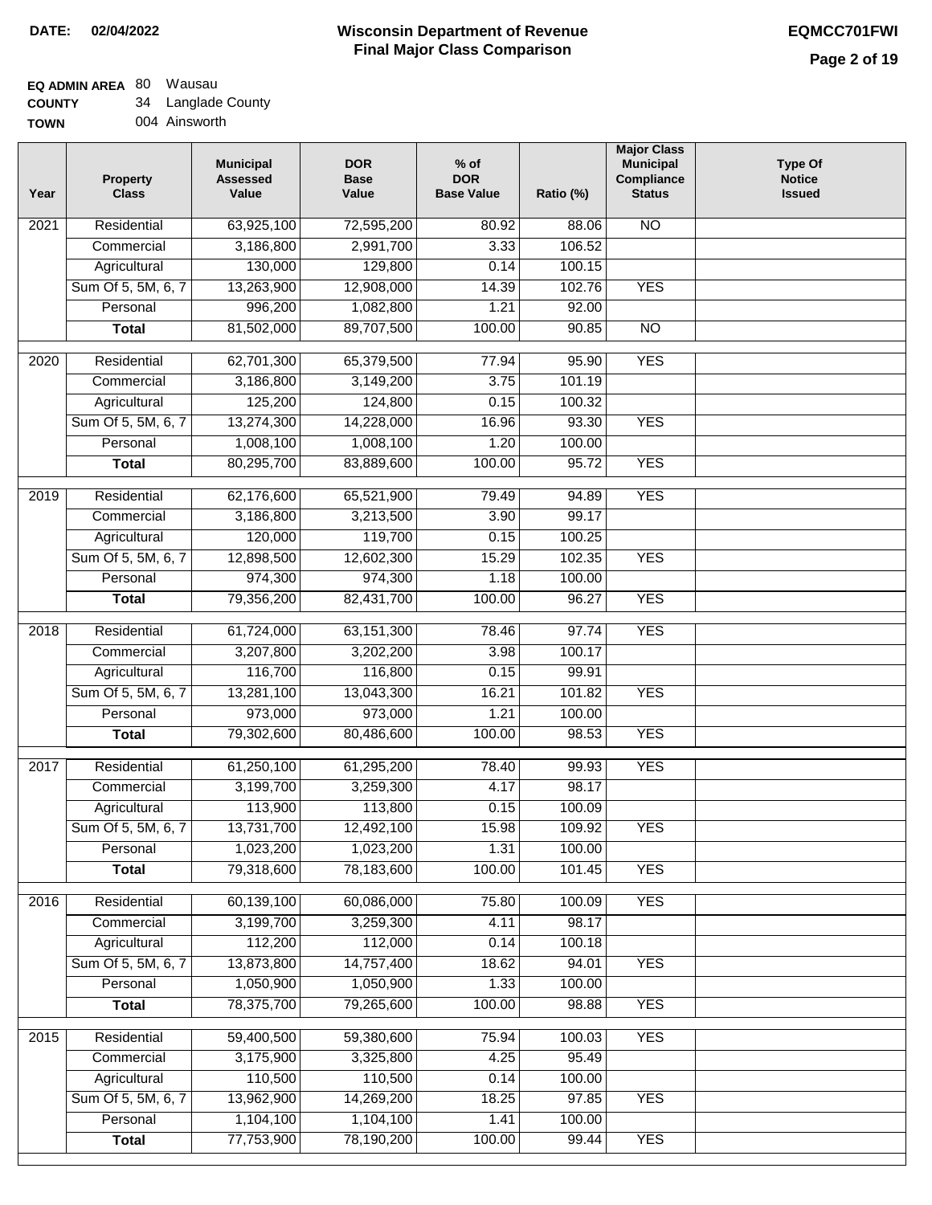**DATE: 02/04/2022**

# Wisconsin Department of Revenue
## Final Major Class Comparison

**EQMCC701FWI**

**EQ ADMIN AREA** 80 Wausau
**COUNTY** 34 Langlade County
**TOWN** 004 Ainsworth

| Year | Property Class | Municipal Assessed Value | DOR Base Value | % of DOR Base Value | Ratio (%) | Major Class Municipal Compliance Status | Type Of Notice Issued |
|---|---|---|---|---|---|---|---|
| 2021 | Residential | 63,925,100 | 72,595,200 | 80.92 | 88.06 | NO | |
| | Commercial | 3,186,800 | 2,991,700 | 3.33 | 106.52 | | |
| | Agricultural | 130,000 | 129,800 | 0.14 | 100.15 | | |
| | Sum Of 5, 5M, 6, 7 | 13,263,900 | 12,908,000 | 14.39 | 102.76 | YES | |
| | Personal | 996,200 | 1,082,800 | 1.21 | 92.00 | | |
| | **Total** | 81,502,000 | 89,707,500 | 100.00 | 90.85 | NO | |
| 2020 | Residential | 62,701,300 | 65,379,500 | 77.94 | 95.90 | YES | |
| | Commercial | 3,186,800 | 3,149,200 | 3.75 | 101.19 | | |
| | Agricultural | 125,200 | 124,800 | 0.15 | 100.32 | | |
| | Sum Of 5, 5M, 6, 7 | 13,274,300 | 14,228,000 | 16.96 | 93.30 | YES | |
| | Personal | 1,008,100 | 1,008,100 | 1.20 | 100.00 | | |
| | **Total** | 80,295,700 | 83,889,600 | 100.00 | 95.72 | YES | |
| 2019 | Residential | 62,176,600 | 65,521,900 | 79.49 | 94.89 | YES | |
| | Commercial | 3,186,800 | 3,213,500 | 3.90 | 99.17 | | |
| | Agricultural | 120,000 | 119,700 | 0.15 | 100.25 | | |
| | Sum Of 5, 5M, 6, 7 | 12,898,500 | 12,602,300 | 15.29 | 102.35 | YES | |
| | Personal | 974,300 | 974,300 | 1.18 | 100.00 | | |
| | **Total** | 79,356,200 | 82,431,700 | 100.00 | 96.27 | YES | |
| 2018 | Residential | 61,724,000 | 63,151,300 | 78.46 | 97.74 | YES | |
| | Commercial | 3,207,800 | 3,202,200 | 3.98 | 100.17 | | |
| | Agricultural | 116,700 | 116,800 | 0.15 | 99.91 | | |
| | Sum Of 5, 5M, 6, 7 | 13,281,100 | 13,043,300 | 16.21 | 101.82 | YES | |
| | Personal | 973,000 | 973,000 | 1.21 | 100.00 | | |
| | **Total** | 79,302,600 | 80,486,600 | 100.00 | 98.53 | YES | |
| 2017 | Residential | 61,250,100 | 61,295,200 | 78.40 | 99.93 | YES | |
| | Commercial | 3,199,700 | 3,259,300 | 4.17 | 98.17 | | |
| | Agricultural | 113,900 | 113,800 | 0.15 | 100.09 | | |
| | Sum Of 5, 5M, 6, 7 | 13,731,700 | 12,492,100 | 15.98 | 109.92 | YES | |
| | Personal | 1,023,200 | 1,023,200 | 1.31 | 100.00 | | |
| | **Total** | 79,318,600 | 78,183,600 | 100.00 | 101.45 | YES | |
| 2016 | Residential | 60,139,100 | 60,086,000 | 75.80 | 100.09 | YES | |
| | Commercial | 3,199,700 | 3,259,300 | 4.11 | 98.17 | | |
| | Agricultural | 112,200 | 112,000 | 0.14 | 100.18 | | |
| | Sum Of 5, 5M, 6, 7 | 13,873,800 | 14,757,400 | 18.62 | 94.01 | YES | |
| | Personal | 1,050,900 | 1,050,900 | 1.33 | 100.00 | | |
| | **Total** | 78,375,700 | 79,265,600 | 100.00 | 98.88 | YES | |
| 2015 | Residential | 59,400,500 | 59,380,600 | 75.94 | 100.03 | YES | |
| | Commercial | 3,175,900 | 3,325,800 | 4.25 | 95.49 | | |
| | Agricultural | 110,500 | 110,500 | 0.14 | 100.00 | | |
| | Sum Of 5, 5M, 6, 7 | 13,962,900 | 14,269,200 | 18.25 | 97.85 | YES | |
| | Personal | 1,104,100 | 1,104,100 | 1.41 | 100.00 | | |
| | **Total** | 77,753,900 | 78,190,200 | 100.00 | 99.44 | YES | |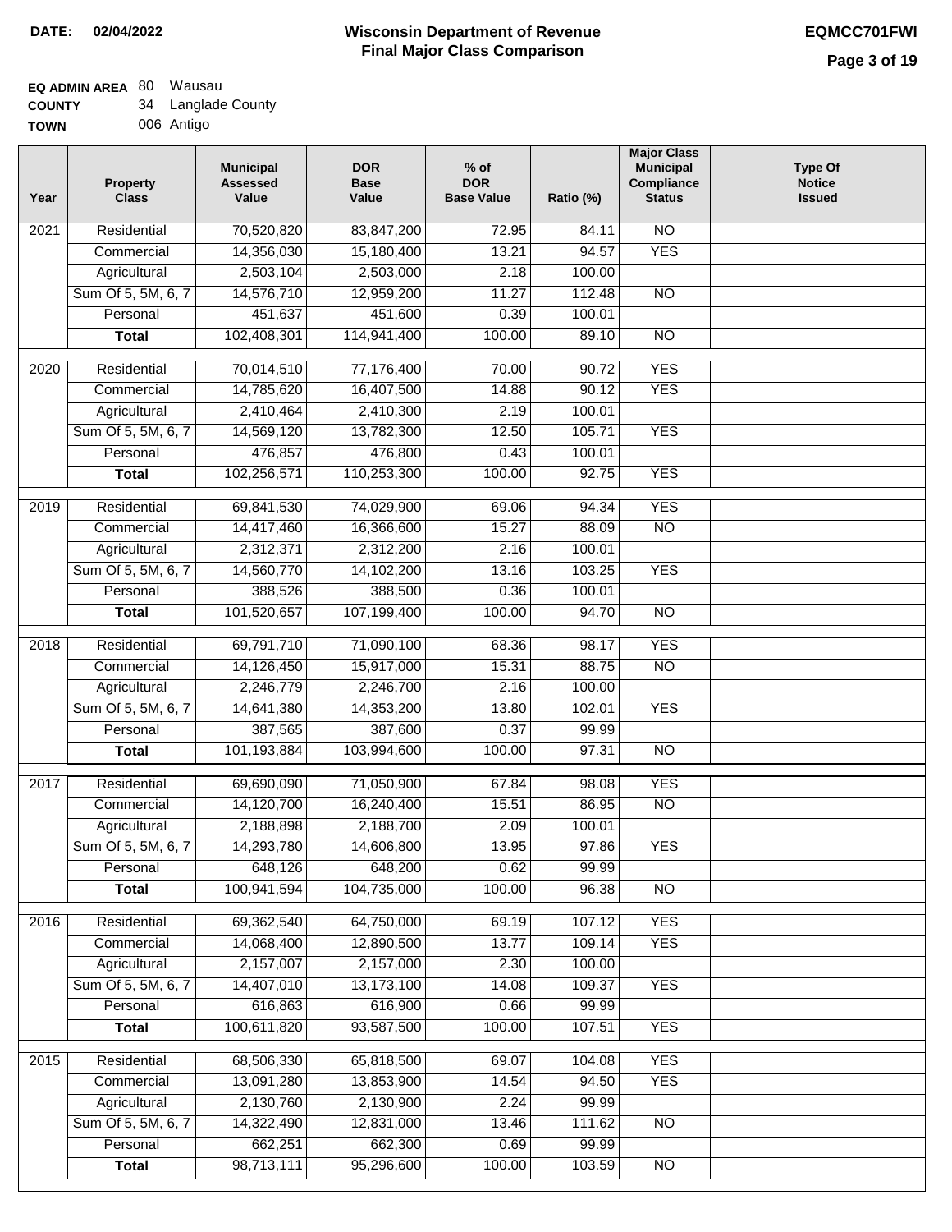**DATE: 02/04/2022**

# Wisconsin Department of Revenue
## Final Major Class Comparison

**EQMCC701FWI**

**EQ ADMIN AREA** 80 Wausau
**COUNTY** 34 Langlade County
**TOWN** 006 Antigo

| Year | Property Class | Municipal Assessed Value | DOR Base Value | % of DOR Base Value | Ratio (%) | Major Class Municipal Compliance Status | Type Of Notice Issued |
|---|---|---|---|---|---|---|---|
| 2021 | Residential | 70,520,820 | 83,847,200 | 72.95 | 84.11 | NO | |
| | Commercial | 14,356,030 | 15,180,400 | 13.21 | 94.57 | YES | |
| | Agricultural | 2,503,104 | 2,503,000 | 2.18 | 100.00 | | |
| | Sum Of 5, 5M, 6, 7 | 14,576,710 | 12,959,200 | 11.27 | 112.48 | NO | |
| | Personal | 451,637 | 451,600 | 0.39 | 100.01 | | |
| | **Total** | 102,408,301 | 114,941,400 | 100.00 | 89.10 | NO | |
| 2020 | Residential | 70,014,510 | 77,176,400 | 70.00 | 90.72 | YES | |
| | Commercial | 14,785,620 | 16,407,500 | 14.88 | 90.12 | YES | |
| | Agricultural | 2,410,464 | 2,410,300 | 2.19 | 100.01 | | |
| | Sum Of 5, 5M, 6, 7 | 14,569,120 | 13,782,300 | 12.50 | 105.71 | YES | |
| | Personal | 476,857 | 476,800 | 0.43 | 100.01 | | |
| | **Total** | 102,256,571 | 110,253,300 | 100.00 | 92.75 | YES | |
| 2019 | Residential | 69,841,530 | 74,029,900 | 69.06 | 94.34 | YES | |
| | Commercial | 14,417,460 | 16,366,600 | 15.27 | 88.09 | NO | |
| | Agricultural | 2,312,371 | 2,312,200 | 2.16 | 100.01 | | |
| | Sum Of 5, 5M, 6, 7 | 14,560,770 | 14,102,200 | 13.16 | 103.25 | YES | |
| | Personal | 388,526 | 388,500 | 0.36 | 100.01 | | |
| | **Total** | 101,520,657 | 107,199,400 | 100.00 | 94.70 | NO | |
| 2018 | Residential | 69,791,710 | 71,090,100 | 68.36 | 98.17 | YES | |
| | Commercial | 14,126,450 | 15,917,000 | 15.31 | 88.75 | NO | |
| | Agricultural | 2,246,779 | 2,246,700 | 2.16 | 100.00 | | |
| | Sum Of 5, 5M, 6, 7 | 14,641,380 | 14,353,200 | 13.80 | 102.01 | YES | |
| | Personal | 387,565 | 387,600 | 0.37 | 99.99 | | |
| | **Total** | 101,193,884 | 103,994,600 | 100.00 | 97.31 | NO | |
| 2017 | Residential | 69,690,090 | 71,050,900 | 67.84 | 98.08 | YES | |
| | Commercial | 14,120,700 | 16,240,400 | 15.51 | 86.95 | NO | |
| | Agricultural | 2,188,898 | 2,188,700 | 2.09 | 100.01 | | |
| | Sum Of 5, 5M, 6, 7 | 14,293,780 | 14,606,800 | 13.95 | 97.86 | YES | |
| | Personal | 648,126 | 648,200 | 0.62 | 99.99 | | |
| | **Total** | 100,941,594 | 104,735,000 | 100.00 | 96.38 | NO | |
| 2016 | Residential | 69,362,540 | 64,750,000 | 69.19 | 107.12 | YES | |
| | Commercial | 14,068,400 | 12,890,500 | 13.77 | 109.14 | YES | |
| | Agricultural | 2,157,007 | 2,157,000 | 2.30 | 100.00 | | |
| | Sum Of 5, 5M, 6, 7 | 14,407,010 | 13,173,100 | 14.08 | 109.37 | YES | |
| | Personal | 616,863 | 616,900 | 0.66 | 99.99 | | |
| | **Total** | 100,611,820 | 93,587,500 | 100.00 | 107.51 | YES | |
| 2015 | Residential | 68,506,330 | 65,818,500 | 69.07 | 104.08 | YES | |
| | Commercial | 13,091,280 | 13,853,900 | 14.54 | 94.50 | YES | |
| | Agricultural | 2,130,760 | 2,130,900 | 2.24 | 99.99 | | |
| | Sum Of 5, 5M, 6, 7 | 14,322,490 | 12,831,000 | 13.46 | 111.62 | NO | |
| | Personal | 662,251 | 662,300 | 0.69 | 99.99 | | |
| | **Total** | 98,713,111 | 95,296,600 | 100.00 | 103.59 | NO | |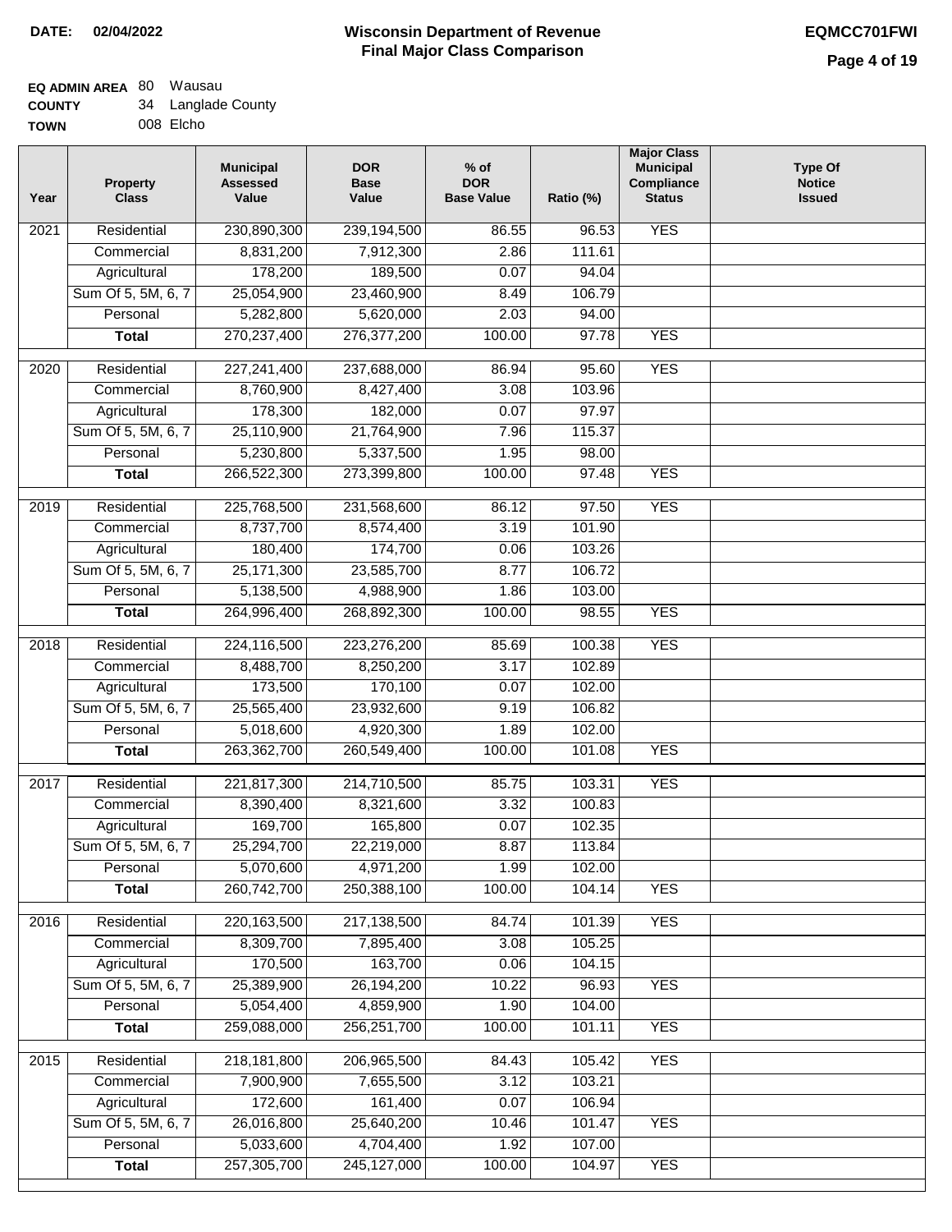**DATE: 02/04/2022**

# Wisconsin Department of Revenue
## Final Major Class Comparison

**EQMCC701FWI**

**EQ ADMIN AREA** 80 Wausau
**COUNTY** 34 Langlade County
**TOWN** 008 Elcho

| Year | Property Class | Municipal Assessed Value | DOR Base Value | % of DOR Base Value | Ratio (%) | Major Class Municipal Compliance Status | Type Of Notice Issued |
|---|---|---|---|---|---|---|---|
| 2021 | Residential | 230,890,300 | 239,194,500 | 86.55 | 96.53 | YES | |
| | Commercial | 8,831,200 | 7,912,300 | 2.86 | 111.61 | | |
| | Agricultural | 178,200 | 189,500 | 0.07 | 94.04 | | |
| | Sum Of 5, 5M, 6, 7 | 25,054,900 | 23,460,900 | 8.49 | 106.79 | | |
| | Personal | 5,282,800 | 5,620,000 | 2.03 | 94.00 | | |
| | **Total** | 270,237,400 | 276,377,200 | 100.00 | 97.78 | YES | |
| 2020 | Residential | 227,241,400 | 237,688,000 | 86.94 | 95.60 | YES | |
| | Commercial | 8,760,900 | 8,427,400 | 3.08 | 103.96 | | |
| | Agricultural | 178,300 | 182,000 | 0.07 | 97.97 | | |
| | Sum Of 5, 5M, 6, 7 | 25,110,900 | 21,764,900 | 7.96 | 115.37 | | |
| | Personal | 5,230,800 | 5,337,500 | 1.95 | 98.00 | | |
| | **Total** | 266,522,300 | 273,399,800 | 100.00 | 97.48 | YES | |
| 2019 | Residential | 225,768,500 | 231,568,600 | 86.12 | 97.50 | YES | |
| | Commercial | 8,737,700 | 8,574,400 | 3.19 | 101.90 | | |
| | Agricultural | 180,400 | 174,700 | 0.06 | 103.26 | | |
| | Sum Of 5, 5M, 6, 7 | 25,171,300 | 23,585,700 | 8.77 | 106.72 | | |
| | Personal | 5,138,500 | 4,988,900 | 1.86 | 103.00 | | |
| | **Total** | 264,996,400 | 268,892,300 | 100.00 | 98.55 | YES | |
| 2018 | Residential | 224,116,500 | 223,276,200 | 85.69 | 100.38 | YES | |
| | Commercial | 8,488,700 | 8,250,200 | 3.17 | 102.89 | | |
| | Agricultural | 173,500 | 170,100 | 0.07 | 102.00 | | |
| | Sum Of 5, 5M, 6, 7 | 25,565,400 | 23,932,600 | 9.19 | 106.82 | | |
| | Personal | 5,018,600 | 4,920,300 | 1.89 | 102.00 | | |
| | **Total** | 263,362,700 | 260,549,400 | 100.00 | 101.08 | YES | |
| 2017 | Residential | 221,817,300 | 214,710,500 | 85.75 | 103.31 | YES | |
| | Commercial | 8,390,400 | 8,321,600 | 3.32 | 100.83 | | |
| | Agricultural | 169,700 | 165,800 | 0.07 | 102.35 | | |
| | Sum Of 5, 5M, 6, 7 | 25,294,700 | 22,219,000 | 8.87 | 113.84 | | |
| | Personal | 5,070,600 | 4,971,200 | 1.99 | 102.00 | | |
| | **Total** | 260,742,700 | 250,388,100 | 100.00 | 104.14 | YES | |
| 2016 | Residential | 220,163,500 | 217,138,500 | 84.74 | 101.39 | YES | |
| | Commercial | 8,309,700 | 7,895,400 | 3.08 | 105.25 | | |
| | Agricultural | 170,500 | 163,700 | 0.06 | 104.15 | | |
| | Sum Of 5, 5M, 6, 7 | 25,389,900 | 26,194,200 | 10.22 | 96.93 | YES | |
| | Personal | 5,054,400 | 4,859,900 | 1.90 | 104.00 | | |
| | **Total** | 259,088,000 | 256,251,700 | 100.00 | 101.11 | YES | |
| 2015 | Residential | 218,181,800 | 206,965,500 | 84.43 | 105.42 | YES | |
| | Commercial | 7,900,900 | 7,655,500 | 3.12 | 103.21 | | |
| | Agricultural | 172,600 | 161,400 | 0.07 | 106.94 | | |
| | Sum Of 5, 5M, 6, 7 | 26,016,800 | 25,640,200 | 10.46 | 101.47 | YES | |
| | Personal | 5,033,600 | 4,704,400 | 1.92 | 107.00 | | |
| | **Total** | 257,305,700 | 245,127,000 | 100.00 | 104.97 | YES | |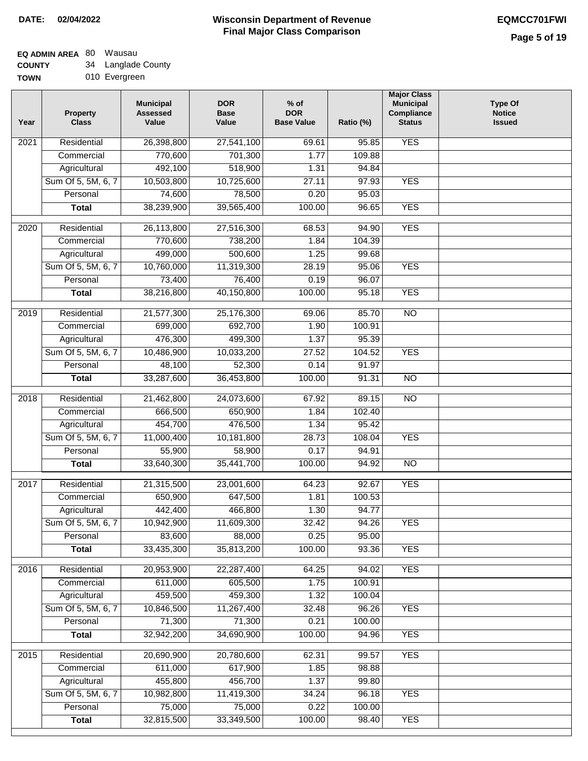**DATE: 02/04/2022**

# Wisconsin Department of Revenue
## Final Major Class Comparison

**EQMCC701FWI**

**EQ ADMIN AREA** 80 Wausau
**COUNTY** 34 Langlade County
**TOWN** 010 Evergreen

| Year | Property Class | Municipal Assessed Value | DOR Base Value | % of DOR Base Value | Ratio (%) | Major Class Municipal Compliance Status | Type Of Notice Issued |
|---|---|---|---|---|---|---|---|
| 2021 | Residential | 26,398,800 | 27,541,100 | 69.61 | 95.85 | YES | |
| | Commercial | 770,600 | 701,300 | 1.77 | 109.88 | | |
| | Agricultural | 492,100 | 518,900 | 1.31 | 94.84 | | |
| | Sum Of 5, 5M, 6, 7 | 10,503,800 | 10,725,600 | 27.11 | 97.93 | YES | |
| | Personal | 74,600 | 78,500 | 0.20 | 95.03 | | |
| | **Total** | 38,239,900 | 39,565,400 | 100.00 | 96.65 | YES | |
| 2020 | Residential | 26,113,800 | 27,516,300 | 68.53 | 94.90 | YES | |
| | Commercial | 770,600 | 738,200 | 1.84 | 104.39 | | |
| | Agricultural | 499,000 | 500,600 | 1.25 | 99.68 | | |
| | Sum Of 5, 5M, 6, 7 | 10,760,000 | 11,319,300 | 28.19 | 95.06 | YES | |
| | Personal | 73,400 | 76,400 | 0.19 | 96.07 | | |
| | **Total** | 38,216,800 | 40,150,800 | 100.00 | 95.18 | YES | |
| 2019 | Residential | 21,577,300 | 25,176,300 | 69.06 | 85.70 | NO | |
| | Commercial | 699,000 | 692,700 | 1.90 | 100.91 | | |
| | Agricultural | 476,300 | 499,300 | 1.37 | 95.39 | | |
| | Sum Of 5, 5M, 6, 7 | 10,486,900 | 10,033,200 | 27.52 | 104.52 | YES | |
| | Personal | 48,100 | 52,300 | 0.14 | 91.97 | | |
| | **Total** | 33,287,600 | 36,453,800 | 100.00 | 91.31 | NO | |
| 2018 | Residential | 21,462,800 | 24,073,600 | 67.92 | 89.15 | NO | |
| | Commercial | 666,500 | 650,900 | 1.84 | 102.40 | | |
| | Agricultural | 454,700 | 476,500 | 1.34 | 95.42 | | |
| | Sum Of 5, 5M, 6, 7 | 11,000,400 | 10,181,800 | 28.73 | 108.04 | YES | |
| | Personal | 55,900 | 58,900 | 0.17 | 94.91 | | |
| | **Total** | 33,640,300 | 35,441,700 | 100.00 | 94.92 | NO | |
| 2017 | Residential | 21,315,500 | 23,001,600 | 64.23 | 92.67 | YES | |
| | Commercial | 650,900 | 647,500 | 1.81 | 100.53 | | |
| | Agricultural | 442,400 | 466,800 | 1.30 | 94.77 | | |
| | Sum Of 5, 5M, 6, 7 | 10,942,900 | 11,609,300 | 32.42 | 94.26 | YES | |
| | Personal | 83,600 | 88,000 | 0.25 | 95.00 | | |
| | **Total** | 33,435,300 | 35,813,200 | 100.00 | 93.36 | YES | |
| 2016 | Residential | 20,953,900 | 22,287,400 | 64.25 | 94.02 | YES | |
| | Commercial | 611,000 | 605,500 | 1.75 | 100.91 | | |
| | Agricultural | 459,500 | 459,300 | 1.32 | 100.04 | | |
| | Sum Of 5, 5M, 6, 7 | 10,846,500 | 11,267,400 | 32.48 | 96.26 | YES | |
| | Personal | 71,300 | 71,300 | 0.21 | 100.00 | | |
| | **Total** | 32,942,200 | 34,690,900 | 100.00 | 94.96 | YES | |
| 2015 | Residential | 20,690,900 | 20,780,600 | 62.31 | 99.57 | YES | |
| | Commercial | 611,000 | 617,900 | 1.85 | 98.88 | | |
| | Agricultural | 455,800 | 456,700 | 1.37 | 99.80 | | |
| | Sum Of 5, 5M, 6, 7 | 10,982,800 | 11,419,300 | 34.24 | 96.18 | YES | |
| | Personal | 75,000 | 75,000 | 0.22 | 100.00 | | |
| | **Total** | 32,815,500 | 33,349,500 | 100.00 | 98.40 | YES | |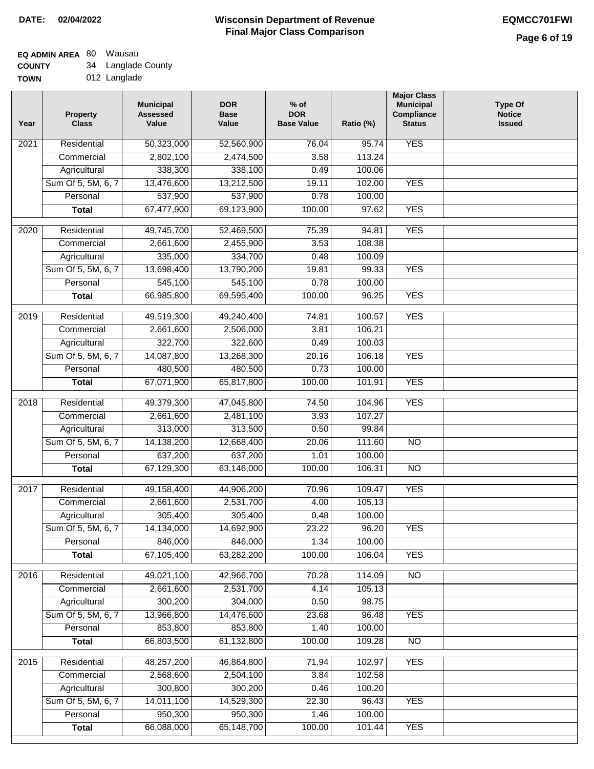**DATE: 02/04/2022**

# Wisconsin Department of Revenue
## Final Major Class Comparison

**EQMCC701FWI**

**EQ ADMIN AREA** 80 Wausau
**COUNTY** 34 Langlade County
**TOWN** 012 Langlade

| Year | Property Class | Municipal Assessed Value | DOR Base Value | % of DOR Base Value | Ratio (%) | Major Class Municipal Compliance Status | Type Of Notice Issued |
|---|---|---|---|---|---|---|---|
| 2021 | Residential | 50,323,000 | 52,560,900 | 76.04 | 95.74 | YES | |
| | Commercial | 2,802,100 | 2,474,500 | 3.58 | 113.24 | | |
| | Agricultural | 338,300 | 338,100 | 0.49 | 100.06 | | |
| | Sum Of 5, 5M, 6, 7 | 13,476,600 | 13,212,500 | 19.11 | 102.00 | YES | |
| | Personal | 537,900 | 537,900 | 0.78 | 100.00 | | |
| | **Total** | 67,477,900 | 69,123,900 | 100.00 | 97.62 | YES | |
| 2020 | Residential | 49,745,700 | 52,469,500 | 75.39 | 94.81 | YES | |
| | Commercial | 2,661,600 | 2,455,900 | 3.53 | 108.38 | | |
| | Agricultural | 335,000 | 334,700 | 0.48 | 100.09 | | |
| | Sum Of 5, 5M, 6, 7 | 13,698,400 | 13,790,200 | 19.81 | 99.33 | YES | |
| | Personal | 545,100 | 545,100 | 0.78 | 100.00 | | |
| | **Total** | 66,985,800 | 69,595,400 | 100.00 | 96.25 | YES | |
| 2019 | Residential | 49,519,300 | 49,240,400 | 74.81 | 100.57 | YES | |
| | Commercial | 2,661,600 | 2,506,000 | 3.81 | 106.21 | | |
| | Agricultural | 322,700 | 322,600 | 0.49 | 100.03 | | |
| | Sum Of 5, 5M, 6, 7 | 14,087,800 | 13,268,300 | 20.16 | 106.18 | YES | |
| | Personal | 480,500 | 480,500 | 0.73 | 100.00 | | |
| | **Total** | 67,071,900 | 65,817,800 | 100.00 | 101.91 | YES | |
| 2018 | Residential | 49,379,300 | 47,045,800 | 74.50 | 104.96 | YES | |
| | Commercial | 2,661,600 | 2,481,100 | 3.93 | 107.27 | | |
| | Agricultural | 313,000 | 313,500 | 0.50 | 99.84 | | |
| | Sum Of 5, 5M, 6, 7 | 14,138,200 | 12,668,400 | 20.06 | 111.60 | NO | |
| | Personal | 637,200 | 637,200 | 1.01 | 100.00 | | |
| | **Total** | 67,129,300 | 63,146,000 | 100.00 | 106.31 | NO | |
| 2017 | Residential | 49,158,400 | 44,906,200 | 70.96 | 109.47 | YES | |
| | Commercial | 2,661,600 | 2,531,700 | 4.00 | 105.13 | | |
| | Agricultural | 305,400 | 305,400 | 0.48 | 100.00 | | |
| | Sum Of 5, 5M, 6, 7 | 14,134,000 | 14,692,900 | 23.22 | 96.20 | YES | |
| | Personal | 846,000 | 846,000 | 1.34 | 100.00 | | |
| | **Total** | 67,105,400 | 63,282,200 | 100.00 | 106.04 | YES | |
| 2016 | Residential | 49,021,100 | 42,966,700 | 70.28 | 114.09 | NO | |
| | Commercial | 2,661,600 | 2,531,700 | 4.14 | 105.13 | | |
| | Agricultural | 300,200 | 304,000 | 0.50 | 98.75 | | |
| | Sum Of 5, 5M, 6, 7 | 13,966,800 | 14,476,600 | 23.68 | 96.48 | YES | |
| | Personal | 853,800 | 853,800 | 1.40 | 100.00 | | |
| | **Total** | 66,803,500 | 61,132,800 | 100.00 | 109.28 | NO | |
| 2015 | Residential | 48,257,200 | 46,864,800 | 71.94 | 102.97 | YES | |
| | Commercial | 2,568,600 | 2,504,100 | 3.84 | 102.58 | | |
| | Agricultural | 300,800 | 300,200 | 0.46 | 100.20 | | |
| | Sum Of 5, 5M, 6, 7 | 14,011,100 | 14,529,300 | 22.30 | 96.43 | YES | |
| | Personal | 950,300 | 950,300 | 1.46 | 100.00 | | |
| | **Total** | 66,088,000 | 65,148,700 | 100.00 | 101.44 | YES | |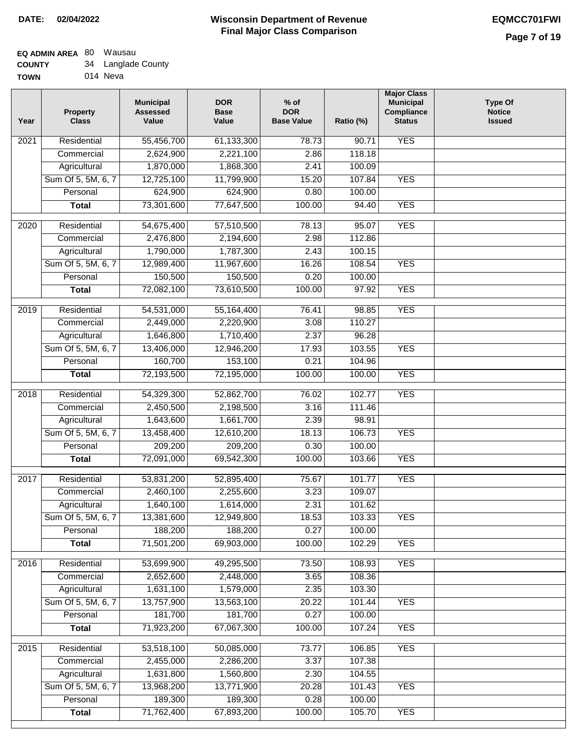**DATE: 02/04/2022**

# Wisconsin Department of Revenue
## Final Major Class Comparison

**EQMCC701FWI**

**EQ ADMIN AREA** 80 Wausau
**COUNTY** 34 Langlade County
**TOWN** 014 Neva

| Year | Property Class | Municipal Assessed Value | DOR Base Value | % of DOR Base Value | Ratio (%) | Major Class Municipal Compliance Status | Type Of Notice Issued |
|---|---|---|---|---|---|---|---|
| 2021 | Residential | 55,456,700 | 61,133,300 | 78.73 | 90.71 | YES | |
| | Commercial | 2,624,900 | 2,221,100 | 2.86 | 118.18 | | |
| | Agricultural | 1,870,000 | 1,868,300 | 2.41 | 100.09 | | |
| | Sum Of 5, 5M, 6, 7 | 12,725,100 | 11,799,900 | 15.20 | 107.84 | YES | |
| | Personal | 624,900 | 624,900 | 0.80 | 100.00 | | |
| | **Total** | 73,301,600 | 77,647,500 | 100.00 | 94.40 | YES | |
| 2020 | Residential | 54,675,400 | 57,510,500 | 78.13 | 95.07 | YES | |
| | Commercial | 2,476,800 | 2,194,600 | 2.98 | 112.86 | | |
| | Agricultural | 1,790,000 | 1,787,300 | 2.43 | 100.15 | | |
| | Sum Of 5, 5M, 6, 7 | 12,989,400 | 11,967,600 | 16.26 | 108.54 | YES | |
| | Personal | 150,500 | 150,500 | 0.20 | 100.00 | | |
| | **Total** | 72,082,100 | 73,610,500 | 100.00 | 97.92 | YES | |
| 2019 | Residential | 54,531,000 | 55,164,400 | 76.41 | 98.85 | YES | |
| | Commercial | 2,449,000 | 2,220,900 | 3.08 | 110.27 | | |
| | Agricultural | 1,646,800 | 1,710,400 | 2.37 | 96.28 | | |
| | Sum Of 5, 5M, 6, 7 | 13,406,000 | 12,946,200 | 17.93 | 103.55 | YES | |
| | Personal | 160,700 | 153,100 | 0.21 | 104.96 | | |
| | **Total** | 72,193,500 | 72,195,000 | 100.00 | 100.00 | YES | |
| 2018 | Residential | 54,329,300 | 52,862,700 | 76.02 | 102.77 | YES | |
| | Commercial | 2,450,500 | 2,198,500 | 3.16 | 111.46 | | |
| | Agricultural | 1,643,600 | 1,661,700 | 2.39 | 98.91 | | |
| | Sum Of 5, 5M, 6, 7 | 13,458,400 | 12,610,200 | 18.13 | 106.73 | YES | |
| | Personal | 209,200 | 209,200 | 0.30 | 100.00 | | |
| | **Total** | 72,091,000 | 69,542,300 | 100.00 | 103.66 | YES | |
| 2017 | Residential | 53,831,200 | 52,895,400 | 75.67 | 101.77 | YES | |
| | Commercial | 2,460,100 | 2,255,600 | 3.23 | 109.07 | | |
| | Agricultural | 1,640,100 | 1,614,000 | 2.31 | 101.62 | | |
| | Sum Of 5, 5M, 6, 7 | 13,381,600 | 12,949,800 | 18.53 | 103.33 | YES | |
| | Personal | 188,200 | 188,200 | 0.27 | 100.00 | | |
| | **Total** | 71,501,200 | 69,903,000 | 100.00 | 102.29 | YES | |
| 2016 | Residential | 53,699,900 | 49,295,500 | 73.50 | 108.93 | YES | |
| | Commercial | 2,652,600 | 2,448,000 | 3.65 | 108.36 | | |
| | Agricultural | 1,631,100 | 1,579,000 | 2.35 | 103.30 | | |
| | Sum Of 5, 5M, 6, 7 | 13,757,900 | 13,563,100 | 20.22 | 101.44 | YES | |
| | Personal | 181,700 | 181,700 | 0.27 | 100.00 | | |
| | **Total** | 71,923,200 | 67,067,300 | 100.00 | 107.24 | YES | |
| 2015 | Residential | 53,518,100 | 50,085,000 | 73.77 | 106.85 | YES | |
| | Commercial | 2,455,000 | 2,286,200 | 3.37 | 107.38 | | |
| | Agricultural | 1,631,800 | 1,560,800 | 2.30 | 104.55 | | |
| | Sum Of 5, 5M, 6, 7 | 13,968,200 | 13,771,900 | 20.28 | 101.43 | YES | |
| | Personal | 189,300 | 189,300 | 0.28 | 100.00 | | |
| | **Total** | 71,762,400 | 67,893,200 | 100.00 | 105.70 | YES | |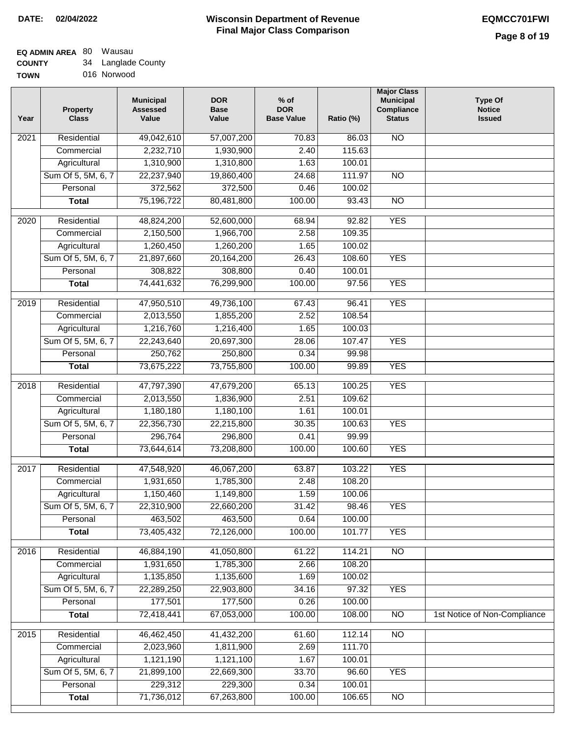**DATE: 02/04/2022**

# Wisconsin Department of Revenue
## Final Major Class Comparison

**EQMCC701FWI**

**EQ ADMIN AREA** 80 Wausau
**COUNTY** 34 Langlade County
**TOWN** 016 Norwood

| Year | Property Class | Municipal Assessed Value | DOR Base Value | % of DOR Base Value | Ratio (%) | Major Class Municipal Compliance Status | Type Of Notice Issued |
|---|---|---|---|---|---|---|---|
| 2021 | Residential | 49,042,610 | 57,007,200 | 70.83 | 86.03 | NO | |
| | Commercial | 2,232,710 | 1,930,900 | 2.40 | 115.63 | | |
| | Agricultural | 1,310,900 | 1,310,800 | 1.63 | 100.01 | | |
| | Sum Of 5, 5M, 6, 7 | 22,237,940 | 19,860,400 | 24.68 | 111.97 | NO | |
| | Personal | 372,562 | 372,500 | 0.46 | 100.02 | | |
| | **Total** | 75,196,722 | 80,481,800 | 100.00 | 93.43 | NO | |
| 2020 | Residential | 48,824,200 | 52,600,000 | 68.94 | 92.82 | YES | |
| | Commercial | 2,150,500 | 1,966,700 | 2.58 | 109.35 | | |
| | Agricultural | 1,260,450 | 1,260,200 | 1.65 | 100.02 | | |
| | Sum Of 5, 5M, 6, 7 | 21,897,660 | 20,164,200 | 26.43 | 108.60 | YES | |
| | Personal | 308,822 | 308,800 | 0.40 | 100.01 | | |
| | **Total** | 74,441,632 | 76,299,900 | 100.00 | 97.56 | YES | |
| 2019 | Residential | 47,950,510 | 49,736,100 | 67.43 | 96.41 | YES | |
| | Commercial | 2,013,550 | 1,855,200 | 2.52 | 108.54 | | |
| | Agricultural | 1,216,760 | 1,216,400 | 1.65 | 100.03 | | |
| | Sum Of 5, 5M, 6, 7 | 22,243,640 | 20,697,300 | 28.06 | 107.47 | YES | |
| | Personal | 250,762 | 250,800 | 0.34 | 99.98 | | |
| | **Total** | 73,675,222 | 73,755,800 | 100.00 | 99.89 | YES | |
| 2018 | Residential | 47,797,390 | 47,679,200 | 65.13 | 100.25 | YES | |
| | Commercial | 2,013,550 | 1,836,900 | 2.51 | 109.62 | | |
| | Agricultural | 1,180,180 | 1,180,100 | 1.61 | 100.01 | | |
| | Sum Of 5, 5M, 6, 7 | 22,356,730 | 22,215,800 | 30.35 | 100.63 | YES | |
| | Personal | 296,764 | 296,800 | 0.41 | 99.99 | | |
| | **Total** | 73,644,614 | 73,208,800 | 100.00 | 100.60 | YES | |
| 2017 | Residential | 47,548,920 | 46,067,200 | 63.87 | 103.22 | YES | |
| | Commercial | 1,931,650 | 1,785,300 | 2.48 | 108.20 | | |
| | Agricultural | 1,150,460 | 1,149,800 | 1.59 | 100.06 | | |
| | Sum Of 5, 5M, 6, 7 | 22,310,900 | 22,660,200 | 31.42 | 98.46 | YES | |
| | Personal | 463,502 | 463,500 | 0.64 | 100.00 | | |
| | **Total** | 73,405,432 | 72,126,000 | 100.00 | 101.77 | YES | |
| 2016 | Residential | 46,884,190 | 41,050,800 | 61.22 | 114.21 | NO | |
| | Commercial | 1,931,650 | 1,785,300 | 2.66 | 108.20 | | |
| | Agricultural | 1,135,850 | 1,135,600 | 1.69 | 100.02 | | |
| | Sum Of 5, 5M, 6, 7 | 22,289,250 | 22,903,800 | 34.16 | 97.32 | YES | |
| | Personal | 177,501 | 177,500 | 0.26 | 100.00 | | |
| | **Total** | 72,418,441 | 67,053,000 | 100.00 | 108.00 | NO | 1st Notice of Non-Compliance |
| 2015 | Residential | 46,462,450 | 41,432,200 | 61.60 | 112.14 | NO | |
| | Commercial | 2,023,960 | 1,811,900 | 2.69 | 111.70 | | |
| | Agricultural | 1,121,190 | 1,121,100 | 1.67 | 100.01 | | |
| | Sum Of 5, 5M, 6, 7 | 21,899,100 | 22,669,300 | 33.70 | 96.60 | YES | |
| | Personal | 229,312 | 229,300 | 0.34 | 100.01 | | |
| | **Total** | 71,736,012 | 67,263,800 | 100.00 | 106.65 | NO | |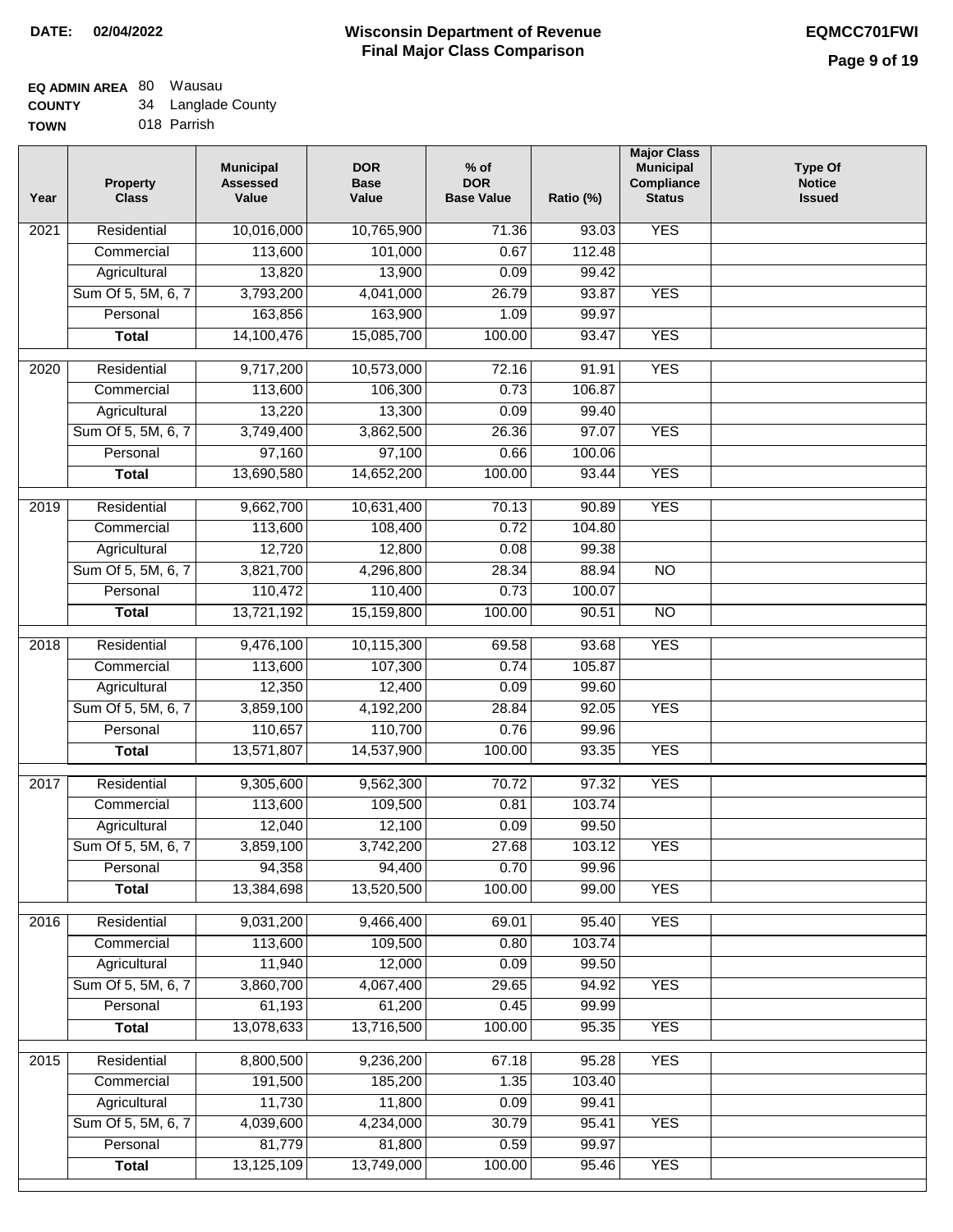**DATE: 02/04/2022**

# Wisconsin Department of Revenue
## Final Major Class Comparison

**EQMCC701FWI**

**EQ ADMIN AREA** 80 Wausau
**COUNTY** 34 Langlade County
**TOWN** 018 Parrish

| Year | Property Class | Municipal Assessed Value | DOR Base Value | % of DOR Base Value | Ratio (%) | Major Class Municipal Compliance Status | Type Of Notice Issued |
|---|---|---|---|---|---|---|---|
| 2021 | Residential | 10,016,000 | 10,765,900 | 71.36 | 93.03 | YES | |
| | Commercial | 113,600 | 101,000 | 0.67 | 112.48 | | |
| | Agricultural | 13,820 | 13,900 | 0.09 | 99.42 | | |
| | Sum Of 5, 5M, 6, 7 | 3,793,200 | 4,041,000 | 26.79 | 93.87 | YES | |
| | Personal | 163,856 | 163,900 | 1.09 | 99.97 | | |
| | **Total** | 14,100,476 | 15,085,700 | 100.00 | 93.47 | YES | |
| 2020 | Residential | 9,717,200 | 10,573,000 | 72.16 | 91.91 | YES | |
| | Commercial | 113,600 | 106,300 | 0.73 | 106.87 | | |
| | Agricultural | 13,220 | 13,300 | 0.09 | 99.40 | | |
| | Sum Of 5, 5M, 6, 7 | 3,749,400 | 3,862,500 | 26.36 | 97.07 | YES | |
| | Personal | 97,160 | 97,100 | 0.66 | 100.06 | | |
| | **Total** | 13,690,580 | 14,652,200 | 100.00 | 93.44 | YES | |
| 2019 | Residential | 9,662,700 | 10,631,400 | 70.13 | 90.89 | YES | |
| | Commercial | 113,600 | 108,400 | 0.72 | 104.80 | | |
| | Agricultural | 12,720 | 12,800 | 0.08 | 99.38 | | |
| | Sum Of 5, 5M, 6, 7 | 3,821,700 | 4,296,800 | 28.34 | 88.94 | NO | |
| | Personal | 110,472 | 110,400 | 0.73 | 100.07 | | |
| | **Total** | 13,721,192 | 15,159,800 | 100.00 | 90.51 | NO | |
| 2018 | Residential | 9,476,100 | 10,115,300 | 69.58 | 93.68 | YES | |
| | Commercial | 113,600 | 107,300 | 0.74 | 105.87 | | |
| | Agricultural | 12,350 | 12,400 | 0.09 | 99.60 | | |
| | Sum Of 5, 5M, 6, 7 | 3,859,100 | 4,192,200 | 28.84 | 92.05 | YES | |
| | Personal | 110,657 | 110,700 | 0.76 | 99.96 | | |
| | **Total** | 13,571,807 | 14,537,900 | 100.00 | 93.35 | YES | |
| 2017 | Residential | 9,305,600 | 9,562,300 | 70.72 | 97.32 | YES | |
| | Commercial | 113,600 | 109,500 | 0.81 | 103.74 | | |
| | Agricultural | 12,040 | 12,100 | 0.09 | 99.50 | | |
| | Sum Of 5, 5M, 6, 7 | 3,859,100 | 3,742,200 | 27.68 | 103.12 | YES | |
| | Personal | 94,358 | 94,400 | 0.70 | 99.96 | | |
| | **Total** | 13,384,698 | 13,520,500 | 100.00 | 99.00 | YES | |
| 2016 | Residential | 9,031,200 | 9,466,400 | 69.01 | 95.40 | YES | |
| | Commercial | 113,600 | 109,500 | 0.80 | 103.74 | | |
| | Agricultural | 11,940 | 12,000 | 0.09 | 99.50 | | |
| | Sum Of 5, 5M, 6, 7 | 3,860,700 | 4,067,400 | 29.65 | 94.92 | YES | |
| | Personal | 61,193 | 61,200 | 0.45 | 99.99 | | |
| | **Total** | 13,078,633 | 13,716,500 | 100.00 | 95.35 | YES | |
| 2015 | Residential | 8,800,500 | 9,236,200 | 67.18 | 95.28 | YES | |
| | Commercial | 191,500 | 185,200 | 1.35 | 103.40 | | |
| | Agricultural | 11,730 | 11,800 | 0.09 | 99.41 | | |
| | Sum Of 5, 5M, 6, 7 | 4,039,600 | 4,234,000 | 30.79 | 95.41 | YES | |
| | Personal | 81,779 | 81,800 | 0.59 | 99.97 | | |
| | **Total** | 13,125,109 | 13,749,000 | 100.00 | 95.46 | YES | |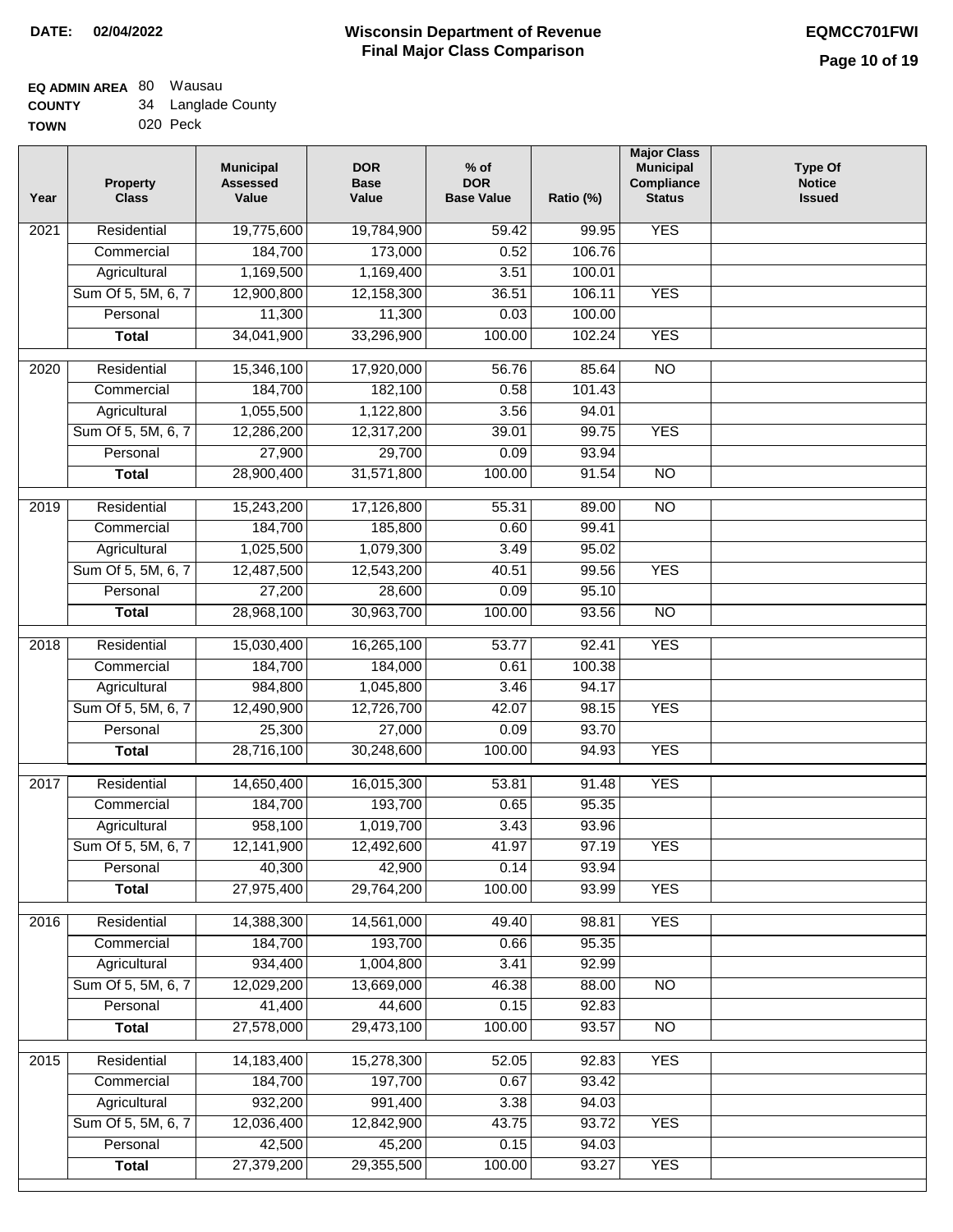**DATE: 02/04/2022**

# Wisconsin Department of Revenue
## Final Major Class Comparison

**EQMCC701FWI**

**EQ ADMIN AREA** 80 Wausau
**COUNTY** 34 Langlade County
**TOWN** 020 Peck

| Year | Property Class | Municipal Assessed Value | DOR Base Value | % of DOR Base Value | Ratio (%) | Major Class Municipal Compliance Status | Type Of Notice Issued |
|---|---|---|---|---|---|---|---|
| 2021 | Residential | 19,775,600 | 19,784,900 | 59.42 | 99.95 | YES | |
| | Commercial | 184,700 | 173,000 | 0.52 | 106.76 | | |
| | Agricultural | 1,169,500 | 1,169,400 | 3.51 | 100.01 | | |
| | Sum Of 5, 5M, 6, 7 | 12,900,800 | 12,158,300 | 36.51 | 106.11 | YES | |
| | Personal | 11,300 | 11,300 | 0.03 | 100.00 | | |
| | **Total** | 34,041,900 | 33,296,900 | 100.00 | 102.24 | YES | |
| 2020 | Residential | 15,346,100 | 17,920,000 | 56.76 | 85.64 | NO | |
| | Commercial | 184,700 | 182,100 | 0.58 | 101.43 | | |
| | Agricultural | 1,055,500 | 1,122,800 | 3.56 | 94.01 | | |
| | Sum Of 5, 5M, 6, 7 | 12,286,200 | 12,317,200 | 39.01 | 99.75 | YES | |
| | Personal | 27,900 | 29,700 | 0.09 | 93.94 | | |
| | **Total** | 28,900,400 | 31,571,800 | 100.00 | 91.54 | NO | |
| 2019 | Residential | 15,243,200 | 17,126,800 | 55.31 | 89.00 | NO | |
| | Commercial | 184,700 | 185,800 | 0.60 | 99.41 | | |
| | Agricultural | 1,025,500 | 1,079,300 | 3.49 | 95.02 | | |
| | Sum Of 5, 5M, 6, 7 | 12,487,500 | 12,543,200 | 40.51 | 99.56 | YES | |
| | Personal | 27,200 | 28,600 | 0.09 | 95.10 | | |
| | **Total** | 28,968,100 | 30,963,700 | 100.00 | 93.56 | NO | |
| 2018 | Residential | 15,030,400 | 16,265,100 | 53.77 | 92.41 | YES | |
| | Commercial | 184,700 | 184,000 | 0.61 | 100.38 | | |
| | Agricultural | 984,800 | 1,045,800 | 3.46 | 94.17 | | |
| | Sum Of 5, 5M, 6, 7 | 12,490,900 | 12,726,700 | 42.07 | 98.15 | YES | |
| | Personal | 25,300 | 27,000 | 0.09 | 93.70 | | |
| | **Total** | 28,716,100 | 30,248,600 | 100.00 | 94.93 | YES | |
| 2017 | Residential | 14,650,400 | 16,015,300 | 53.81 | 91.48 | YES | |
| | Commercial | 184,700 | 193,700 | 0.65 | 95.35 | | |
| | Agricultural | 958,100 | 1,019,700 | 3.43 | 93.96 | | |
| | Sum Of 5, 5M, 6, 7 | 12,141,900 | 12,492,600 | 41.97 | 97.19 | YES | |
| | Personal | 40,300 | 42,900 | 0.14 | 93.94 | | |
| | **Total** | 27,975,400 | 29,764,200 | 100.00 | 93.99 | YES | |
| 2016 | Residential | 14,388,300 | 14,561,000 | 49.40 | 98.81 | YES | |
| | Commercial | 184,700 | 193,700 | 0.66 | 95.35 | | |
| | Agricultural | 934,400 | 1,004,800 | 3.41 | 92.99 | | |
| | Sum Of 5, 5M, 6, 7 | 12,029,200 | 13,669,000 | 46.38 | 88.00 | NO | |
| | Personal | 41,400 | 44,600 | 0.15 | 92.83 | | |
| | **Total** | 27,578,000 | 29,473,100 | 100.00 | 93.57 | NO | |
| 2015 | Residential | 14,183,400 | 15,278,300 | 52.05 | 92.83 | YES | |
| | Commercial | 184,700 | 197,700 | 0.67 | 93.42 | | |
| | Agricultural | 932,200 | 991,400 | 3.38 | 94.03 | | |
| | Sum Of 5, 5M, 6, 7 | 12,036,400 | 12,842,900 | 43.75 | 93.72 | YES | |
| | Personal | 42,500 | 45,200 | 0.15 | 94.03 | | |
| | **Total** | 27,379,200 | 29,355,500 | 100.00 | 93.27 | YES | |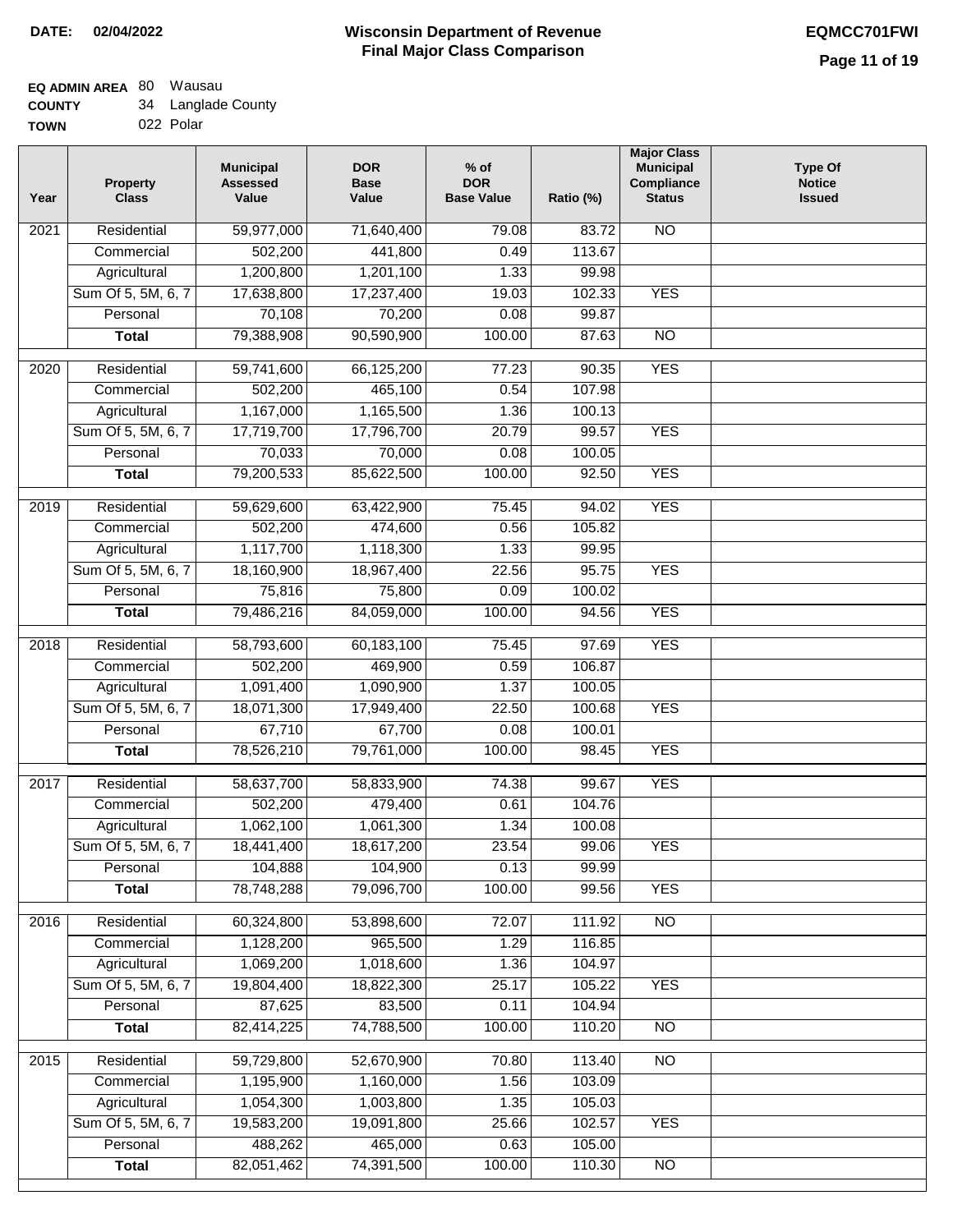**DATE: 02/04/2022**

# Wisconsin Department of Revenue
## Final Major Class Comparison

**EQMCC701FWI**

**EQ ADMIN AREA** 80 Wausau
**COUNTY** 34 Langlade County
**TOWN** 022 Polar

| Year | Property Class | Municipal Assessed Value | DOR Base Value | % of DOR Base Value | Ratio (%) | Major Class Municipal Compliance Status | Type Of Notice Issued |
|---|---|---|---|---|---|---|---|
| 2021 | Residential | 59,977,000 | 71,640,400 | 79.08 | 83.72 | NO | |
| | Commercial | 502,200 | 441,800 | 0.49 | 113.67 | | |
| | Agricultural | 1,200,800 | 1,201,100 | 1.33 | 99.98 | | |
| | Sum Of 5, 5M, 6, 7 | 17,638,800 | 17,237,400 | 19.03 | 102.33 | YES | |
| | Personal | 70,108 | 70,200 | 0.08 | 99.87 | | |
| | **Total** | 79,388,908 | 90,590,900 | 100.00 | 87.63 | NO | |
| 2020 | Residential | 59,741,600 | 66,125,200 | 77.23 | 90.35 | YES | |
| | Commercial | 502,200 | 465,100 | 0.54 | 107.98 | | |
| | Agricultural | 1,167,000 | 1,165,500 | 1.36 | 100.13 | | |
| | Sum Of 5, 5M, 6, 7 | 17,719,700 | 17,796,700 | 20.79 | 99.57 | YES | |
| | Personal | 70,033 | 70,000 | 0.08 | 100.05 | | |
| | **Total** | 79,200,533 | 85,622,500 | 100.00 | 92.50 | YES | |
| 2019 | Residential | 59,629,600 | 63,422,900 | 75.45 | 94.02 | YES | |
| | Commercial | 502,200 | 474,600 | 0.56 | 105.82 | | |
| | Agricultural | 1,117,700 | 1,118,300 | 1.33 | 99.95 | | |
| | Sum Of 5, 5M, 6, 7 | 18,160,900 | 18,967,400 | 22.56 | 95.75 | YES | |
| | Personal | 75,816 | 75,800 | 0.09 | 100.02 | | |
| | **Total** | 79,486,216 | 84,059,000 | 100.00 | 94.56 | YES | |
| 2018 | Residential | 58,793,600 | 60,183,100 | 75.45 | 97.69 | YES | |
| | Commercial | 502,200 | 469,900 | 0.59 | 106.87 | | |
| | Agricultural | 1,091,400 | 1,090,900 | 1.37 | 100.05 | | |
| | Sum Of 5, 5M, 6, 7 | 18,071,300 | 17,949,400 | 22.50 | 100.68 | YES | |
| | Personal | 67,710 | 67,700 | 0.08 | 100.01 | | |
| | **Total** | 78,526,210 | 79,761,000 | 100.00 | 98.45 | YES | |
| 2017 | Residential | 58,637,700 | 58,833,900 | 74.38 | 99.67 | YES | |
| | Commercial | 502,200 | 479,400 | 0.61 | 104.76 | | |
| | Agricultural | 1,062,100 | 1,061,300 | 1.34 | 100.08 | | |
| | Sum Of 5, 5M, 6, 7 | 18,441,400 | 18,617,200 | 23.54 | 99.06 | YES | |
| | Personal | 104,888 | 104,900 | 0.13 | 99.99 | | |
| | **Total** | 78,748,288 | 79,096,700 | 100.00 | 99.56 | YES | |
| 2016 | Residential | 60,324,800 | 53,898,600 | 72.07 | 111.92 | NO | |
| | Commercial | 1,128,200 | 965,500 | 1.29 | 116.85 | | |
| | Agricultural | 1,069,200 | 1,018,600 | 1.36 | 104.97 | | |
| | Sum Of 5, 5M, 6, 7 | 19,804,400 | 18,822,300 | 25.17 | 105.22 | YES | |
| | Personal | 87,625 | 83,500 | 0.11 | 104.94 | | |
| | **Total** | 82,414,225 | 74,788,500 | 100.00 | 110.20 | NO | |
| 2015 | Residential | 59,729,800 | 52,670,900 | 70.80 | 113.40 | NO | |
| | Commercial | 1,195,900 | 1,160,000 | 1.56 | 103.09 | | |
| | Agricultural | 1,054,300 | 1,003,800 | 1.35 | 105.03 | | |
| | Sum Of 5, 5M, 6, 7 | 19,583,200 | 19,091,800 | 25.66 | 102.57 | YES | |
| | Personal | 488,262 | 465,000 | 0.63 | 105.00 | | |
| | **Total** | 82,051,462 | 74,391,500 | 100.00 | 110.30 | NO | |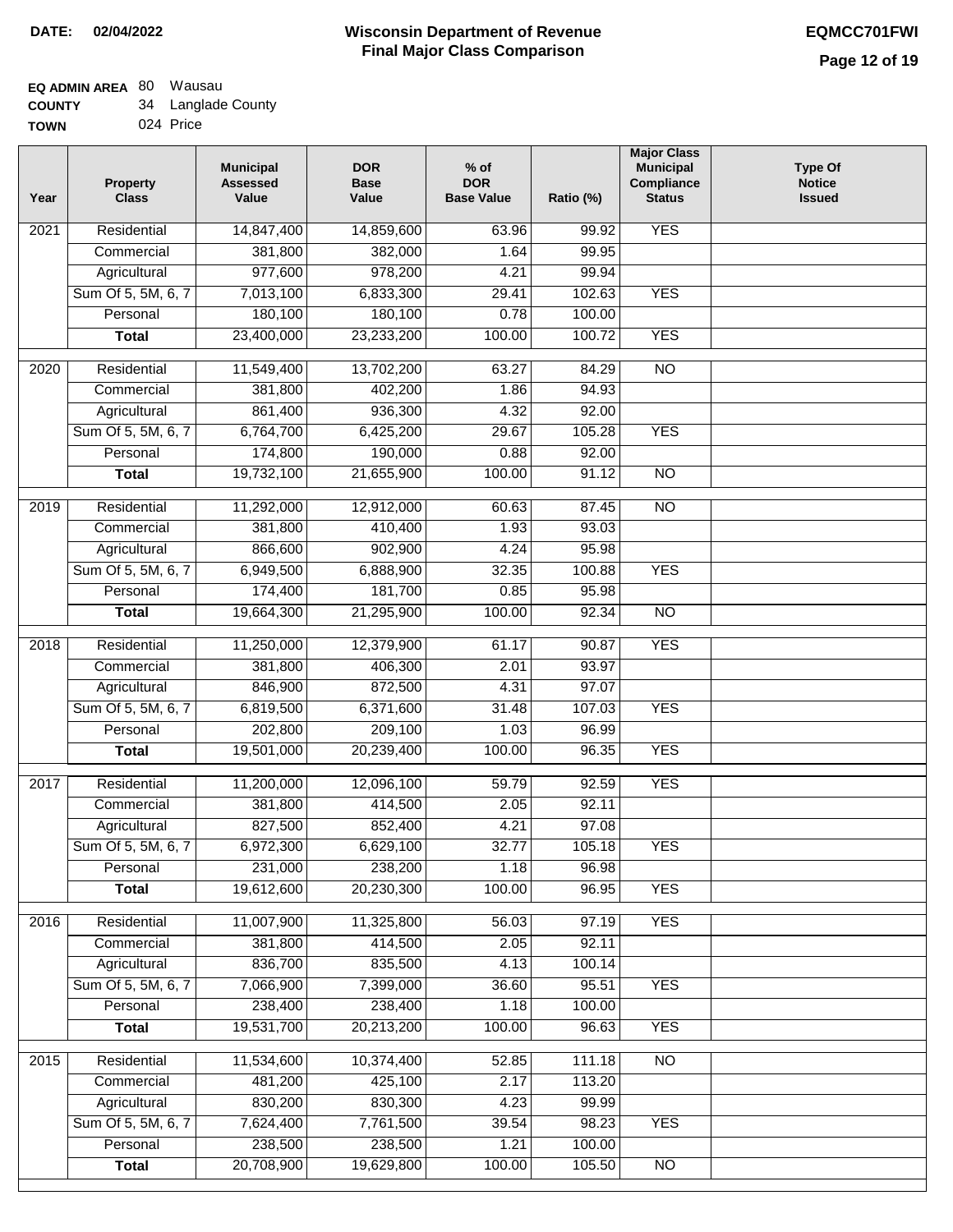**DATE: 02/04/2022**

# Wisconsin Department of Revenue
## Final Major Class Comparison

**EQMCC701FWI**

**EQ ADMIN AREA** 80 Wausau
**COUNTY** 34 Langlade County
**TOWN** 024 Price

| Year | Property Class | Municipal Assessed Value | DOR Base Value | % of DOR Base Value | Ratio (%) | Major Class Municipal Compliance Status | Type Of Notice Issued |
|---|---|---|---|---|---|---|---|
| 2021 | Residential | 14,847,400 | 14,859,600 | 63.96 | 99.92 | YES | |
| | Commercial | 381,800 | 382,000 | 1.64 | 99.95 | | |
| | Agricultural | 977,600 | 978,200 | 4.21 | 99.94 | | |
| | Sum Of 5, 5M, 6, 7 | 7,013,100 | 6,833,300 | 29.41 | 102.63 | YES | |
| | Personal | 180,100 | 180,100 | 0.78 | 100.00 | | |
| | **Total** | 23,400,000 | 23,233,200 | 100.00 | 100.72 | YES | |
| 2020 | Residential | 11,549,400 | 13,702,200 | 63.27 | 84.29 | NO | |
| | Commercial | 381,800 | 402,200 | 1.86 | 94.93 | | |
| | Agricultural | 861,400 | 936,300 | 4.32 | 92.00 | | |
| | Sum Of 5, 5M, 6, 7 | 6,764,700 | 6,425,200 | 29.67 | 105.28 | YES | |
| | Personal | 174,800 | 190,000 | 0.88 | 92.00 | | |
| | **Total** | 19,732,100 | 21,655,900 | 100.00 | 91.12 | NO | |
| 2019 | Residential | 11,292,000 | 12,912,000 | 60.63 | 87.45 | NO | |
| | Commercial | 381,800 | 410,400 | 1.93 | 93.03 | | |
| | Agricultural | 866,600 | 902,900 | 4.24 | 95.98 | | |
| | Sum Of 5, 5M, 6, 7 | 6,949,500 | 6,888,900 | 32.35 | 100.88 | YES | |
| | Personal | 174,400 | 181,700 | 0.85 | 95.98 | | |
| | **Total** | 19,664,300 | 21,295,900 | 100.00 | 92.34 | NO | |
| 2018 | Residential | 11,250,000 | 12,379,900 | 61.17 | 90.87 | YES | |
| | Commercial | 381,800 | 406,300 | 2.01 | 93.97 | | |
| | Agricultural | 846,900 | 872,500 | 4.31 | 97.07 | | |
| | Sum Of 5, 5M, 6, 7 | 6,819,500 | 6,371,600 | 31.48 | 107.03 | YES | |
| | Personal | 202,800 | 209,100 | 1.03 | 96.99 | | |
| | **Total** | 19,501,000 | 20,239,400 | 100.00 | 96.35 | YES | |
| 2017 | Residential | 11,200,000 | 12,096,100 | 59.79 | 92.59 | YES | |
| | Commercial | 381,800 | 414,500 | 2.05 | 92.11 | | |
| | Agricultural | 827,500 | 852,400 | 4.21 | 97.08 | | |
| | Sum Of 5, 5M, 6, 7 | 6,972,300 | 6,629,100 | 32.77 | 105.18 | YES | |
| | Personal | 231,000 | 238,200 | 1.18 | 96.98 | | |
| | **Total** | 19,612,600 | 20,230,300 | 100.00 | 96.95 | YES | |
| 2016 | Residential | 11,007,900 | 11,325,800 | 56.03 | 97.19 | YES | |
| | Commercial | 381,800 | 414,500 | 2.05 | 92.11 | | |
| | Agricultural | 836,700 | 835,500 | 4.13 | 100.14 | | |
| | Sum Of 5, 5M, 6, 7 | 7,066,900 | 7,399,000 | 36.60 | 95.51 | YES | |
| | Personal | 238,400 | 238,400 | 1.18 | 100.00 | | |
| | **Total** | 19,531,700 | 20,213,200 | 100.00 | 96.63 | YES | |
| 2015 | Residential | 11,534,600 | 10,374,400 | 52.85 | 111.18 | NO | |
| | Commercial | 481,200 | 425,100 | 2.17 | 113.20 | | |
| | Agricultural | 830,200 | 830,300 | 4.23 | 99.99 | | |
| | Sum Of 5, 5M, 6, 7 | 7,624,400 | 7,761,500 | 39.54 | 98.23 | YES | |
| | Personal | 238,500 | 238,500 | 1.21 | 100.00 | | |
| | **Total** | 20,708,900 | 19,629,800 | 100.00 | 105.50 | NO | |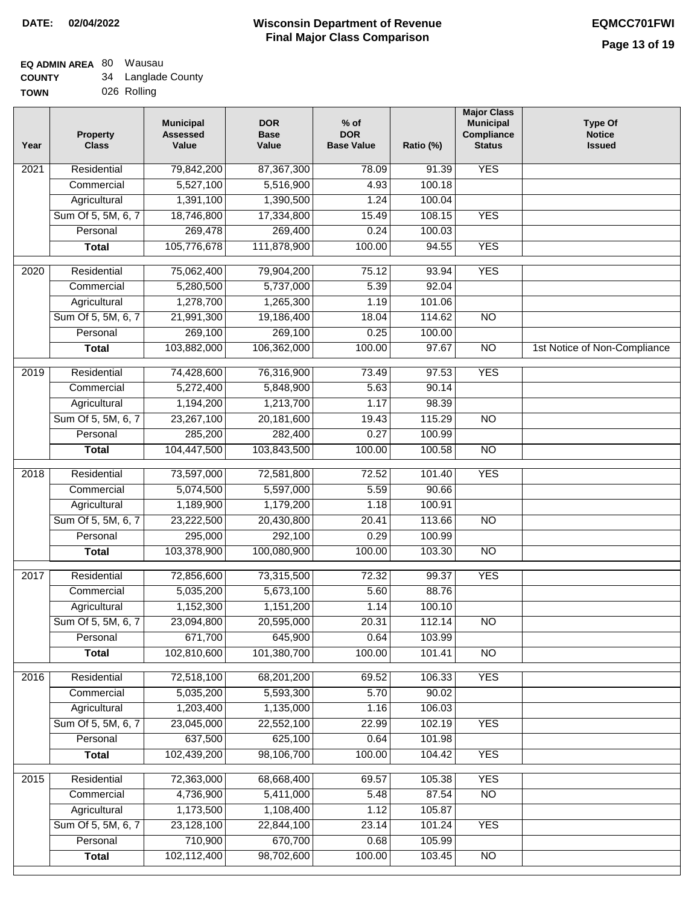**DATE:** 02/04/2022

# Wisconsin Department of Revenue
## Final Major Class Comparison

**EQMCC701FWI**

**EQ ADMIN AREA** 80 Wausau
**COUNTY** 34 Langlade County
**TOWN** 026 Rolling

| Year | Property Class | Municipal Assessed Value | DOR Base Value | % of DOR Base Value | Ratio (%) | Major Class Municipal Compliance Status | Type Of Notice Issued |
|---|---|---|---|---|---|---|---|
| 2021 | Residential | 79,842,200 | 87,367,300 | 78.09 | 91.39 | YES | |
| | Commercial | 5,527,100 | 5,516,900 | 4.93 | 100.18 | | |
| | Agricultural | 1,391,100 | 1,390,500 | 1.24 | 100.04 | | |
| | Sum Of 5, 5M, 6, 7 | 18,746,800 | 17,334,800 | 15.49 | 108.15 | YES | |
| | Personal | 269,478 | 269,400 | 0.24 | 100.03 | | |
| | **Total** | 105,776,678 | 111,878,900 | 100.00 | 94.55 | YES | |
| 2020 | Residential | 75,062,400 | 79,904,200 | 75.12 | 93.94 | YES | |
| | Commercial | 5,280,500 | 5,737,000 | 5.39 | 92.04 | | |
| | Agricultural | 1,278,700 | 1,265,300 | 1.19 | 101.06 | | |
| | Sum Of 5, 5M, 6, 7 | 21,991,300 | 19,186,400 | 18.04 | 114.62 | NO | |
| | Personal | 269,100 | 269,100 | 0.25 | 100.00 | | |
| | **Total** | 103,882,000 | 106,362,000 | 100.00 | 97.67 | NO | 1st Notice of Non-Compliance |
| 2019 | Residential | 74,428,600 | 76,316,900 | 73.49 | 97.53 | YES | |
| | Commercial | 5,272,400 | 5,848,900 | 5.63 | 90.14 | | |
| | Agricultural | 1,194,200 | 1,213,700 | 1.17 | 98.39 | | |
| | Sum Of 5, 5M, 6, 7 | 23,267,100 | 20,181,600 | 19.43 | 115.29 | NO | |
| | Personal | 285,200 | 282,400 | 0.27 | 100.99 | | |
| | **Total** | 104,447,500 | 103,843,500 | 100.00 | 100.58 | NO | |
| 2018 | Residential | 73,597,000 | 72,581,800 | 72.52 | 101.40 | YES | |
| | Commercial | 5,074,500 | 5,597,000 | 5.59 | 90.66 | | |
| | Agricultural | 1,189,900 | 1,179,200 | 1.18 | 100.91 | | |
| | Sum Of 5, 5M, 6, 7 | 23,222,500 | 20,430,800 | 20.41 | 113.66 | NO | |
| | Personal | 295,000 | 292,100 | 0.29 | 100.99 | | |
| | **Total** | 103,378,900 | 100,080,900 | 100.00 | 103.30 | NO | |
| 2017 | Residential | 72,856,600 | 73,315,500 | 72.32 | 99.37 | YES | |
| | Commercial | 5,035,200 | 5,673,100 | 5.60 | 88.76 | | |
| | Agricultural | 1,152,300 | 1,151,200 | 1.14 | 100.10 | | |
| | Sum Of 5, 5M, 6, 7 | 23,094,800 | 20,595,000 | 20.31 | 112.14 | NO | |
| | Personal | 671,700 | 645,900 | 0.64 | 103.99 | | |
| | **Total** | 102,810,600 | 101,380,700 | 100.00 | 101.41 | NO | |
| 2016 | Residential | 72,518,100 | 68,201,200 | 69.52 | 106.33 | YES | |
| | Commercial | 5,035,200 | 5,593,300 | 5.70 | 90.02 | | |
| | Agricultural | 1,203,400 | 1,135,000 | 1.16 | 106.03 | | |
| | Sum Of 5, 5M, 6, 7 | 23,045,000 | 22,552,100 | 22.99 | 102.19 | YES | |
| | Personal | 637,500 | 625,100 | 0.64 | 101.98 | | |
| | **Total** | 102,439,200 | 98,106,700 | 100.00 | 104.42 | YES | |
| 2015 | Residential | 72,363,000 | 68,668,400 | 69.57 | 105.38 | YES | |
| | Commercial | 4,736,900 | 5,411,000 | 5.48 | 87.54 | NO | |
| | Agricultural | 1,173,500 | 1,108,400 | 1.12 | 105.87 | | |
| | Sum Of 5, 5M, 6, 7 | 23,128,100 | 22,844,100 | 23.14 | 101.24 | YES | |
| | Personal | 710,900 | 670,700 | 0.68 | 105.99 | | |
| | **Total** | 102,112,400 | 98,702,600 | 100.00 | 103.45 | NO | |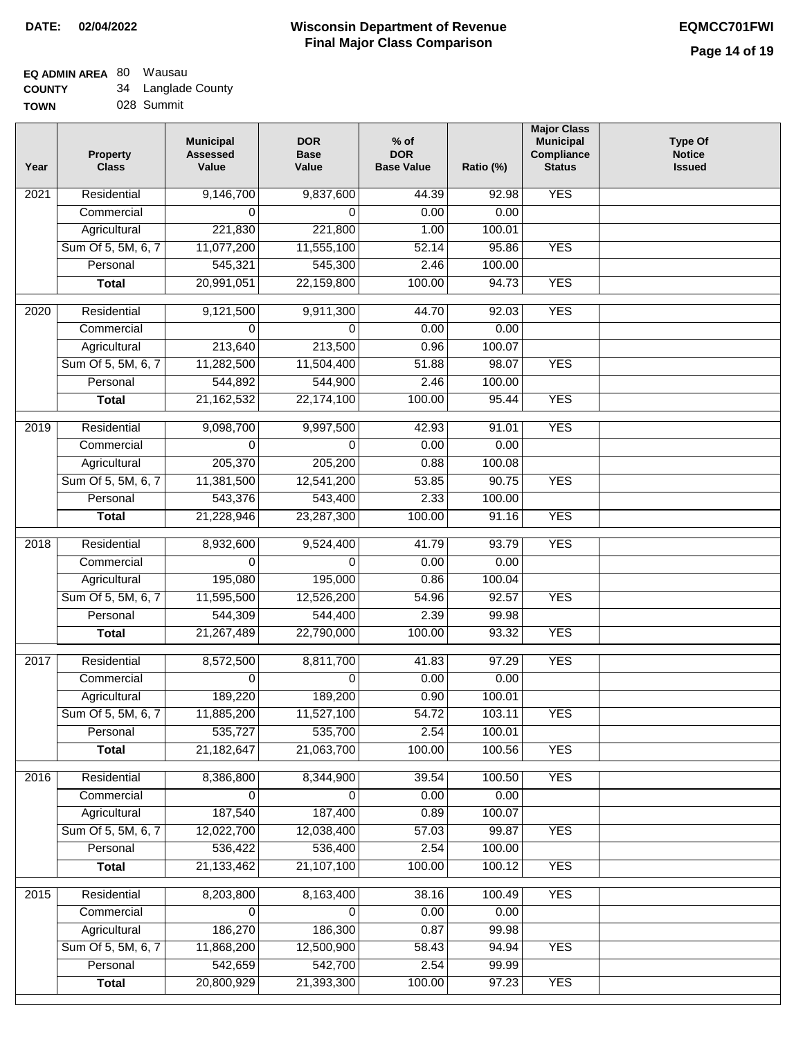**DATE: 02/04/2022**

# Wisconsin Department of Revenue
## Final Major Class Comparison

**EQMCC701FWI**

**EQ ADMIN AREA** 80 Wausau
**COUNTY** 34 Langlade County
**TOWN** 028 Summit

| Year | Property Class | Municipal Assessed Value | DOR Base Value | % of DOR Base Value | Ratio (%) | Major Class Municipal Compliance Status | Type Of Notice Issued |
|---|---|---|---|---|---|---|---|
| 2021 | Residential | 9,146,700 | 9,837,600 | 44.39 | 92.98 | YES | |
| | Commercial | 0 | 0 | 0.00 | 0.00 | | |
| | Agricultural | 221,830 | 221,800 | 1.00 | 100.01 | | |
| | Sum Of 5, 5M, 6, 7 | 11,077,200 | 11,555,100 | 52.14 | 95.86 | YES | |
| | Personal | 545,321 | 545,300 | 2.46 | 100.00 | | |
| | **Total** | 20,991,051 | 22,159,800 | 100.00 | 94.73 | YES | |
| 2020 | Residential | 9,121,500 | 9,911,300 | 44.70 | 92.03 | YES | |
| | Commercial | 0 | 0 | 0.00 | 0.00 | | |
| | Agricultural | 213,640 | 213,500 | 0.96 | 100.07 | | |
| | Sum Of 5, 5M, 6, 7 | 11,282,500 | 11,504,400 | 51.88 | 98.07 | YES | |
| | Personal | 544,892 | 544,900 | 2.46 | 100.00 | | |
| | **Total** | 21,162,532 | 22,174,100 | 100.00 | 95.44 | YES | |
| 2019 | Residential | 9,098,700 | 9,997,500 | 42.93 | 91.01 | YES | |
| | Commercial | 0 | 0 | 0.00 | 0.00 | | |
| | Agricultural | 205,370 | 205,200 | 0.88 | 100.08 | | |
| | Sum Of 5, 5M, 6, 7 | 11,381,500 | 12,541,200 | 53.85 | 90.75 | YES | |
| | Personal | 543,376 | 543,400 | 2.33 | 100.00 | | |
| | **Total** | 21,228,946 | 23,287,300 | 100.00 | 91.16 | YES | |
| 2018 | Residential | 8,932,600 | 9,524,400 | 41.79 | 93.79 | YES | |
| | Commercial | 0 | 0 | 0.00 | 0.00 | | |
| | Agricultural | 195,080 | 195,000 | 0.86 | 100.04 | | |
| | Sum Of 5, 5M, 6, 7 | 11,595,500 | 12,526,200 | 54.96 | 92.57 | YES | |
| | Personal | 544,309 | 544,400 | 2.39 | 99.98 | | |
| | **Total** | 21,267,489 | 22,790,000 | 100.00 | 93.32 | YES | |
| 2017 | Residential | 8,572,500 | 8,811,700 | 41.83 | 97.29 | YES | |
| | Commercial | 0 | 0 | 0.00 | 0.00 | | |
| | Agricultural | 189,220 | 189,200 | 0.90 | 100.01 | | |
| | Sum Of 5, 5M, 6, 7 | 11,885,200 | 11,527,100 | 54.72 | 103.11 | YES | |
| | Personal | 535,727 | 535,700 | 2.54 | 100.01 | | |
| | **Total** | 21,182,647 | 21,063,700 | 100.00 | 100.56 | YES | |
| 2016 | Residential | 8,386,800 | 8,344,900 | 39.54 | 100.50 | YES | |
| | Commercial | 0 | 0 | 0.00 | 0.00 | | |
| | Agricultural | 187,540 | 187,400 | 0.89 | 100.07 | | |
| | Sum Of 5, 5M, 6, 7 | 12,022,700 | 12,038,400 | 57.03 | 99.87 | YES | |
| | Personal | 536,422 | 536,400 | 2.54 | 100.00 | | |
| | **Total** | 21,133,462 | 21,107,100 | 100.00 | 100.12 | YES | |
| 2015 | Residential | 8,203,800 | 8,163,400 | 38.16 | 100.49 | YES | |
| | Commercial | 0 | 0 | 0.00 | 0.00 | | |
| | Agricultural | 186,270 | 186,300 | 0.87 | 99.98 | | |
| | Sum Of 5, 5M, 6, 7 | 11,868,200 | 12,500,900 | 58.43 | 94.94 | YES | |
| | Personal | 542,659 | 542,700 | 2.54 | 99.99 | | |
| | **Total** | 20,800,929 | 21,393,300 | 100.00 | 97.23 | YES | |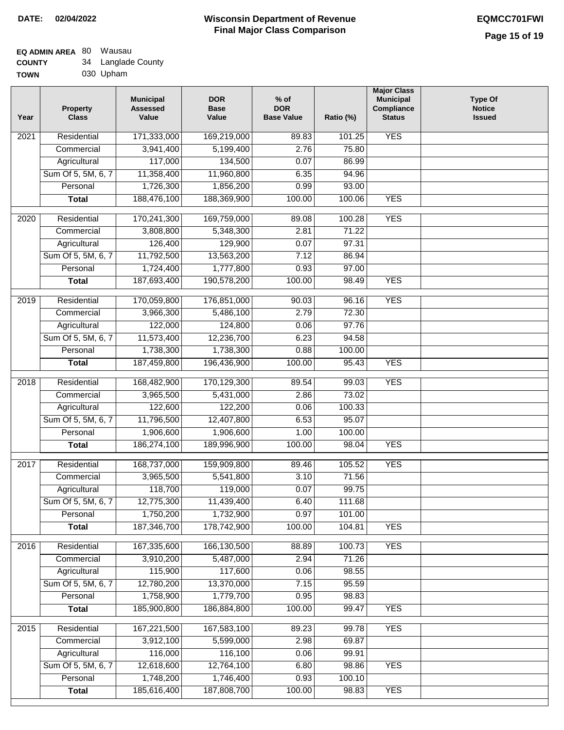**DATE: 02/04/2022**

# Wisconsin Department of Revenue
## Final Major Class Comparison

**EQMCC701FWI**

**EQ ADMIN AREA** 80 Wausau
**COUNTY** 34 Langlade County
**TOWN** 030 Upham

| Year | Property Class | Municipal Assessed Value | DOR Base Value | % of DOR Base Value | Ratio (%) | Major Class Municipal Compliance Status | Type Of Notice Issued |
|---|---|---|---|---|---|---|---|
| 2021 | Residential | 171,333,000 | 169,219,000 | 89.83 | 101.25 | YES | |
| | Commercial | 3,941,400 | 5,199,400 | 2.76 | 75.80 | | |
| | Agricultural | 117,000 | 134,500 | 0.07 | 86.99 | | |
| | Sum Of 5, 5M, 6, 7 | 11,358,400 | 11,960,800 | 6.35 | 94.96 | | |
| | Personal | 1,726,300 | 1,856,200 | 0.99 | 93.00 | | |
| | **Total** | 188,476,100 | 188,369,900 | 100.00 | 100.06 | YES | |
| 2020 | Residential | 170,241,300 | 169,759,000 | 89.08 | 100.28 | YES | |
| | Commercial | 3,808,800 | 5,348,300 | 2.81 | 71.22 | | |
| | Agricultural | 126,400 | 129,900 | 0.07 | 97.31 | | |
| | Sum Of 5, 5M, 6, 7 | 11,792,500 | 13,563,200 | 7.12 | 86.94 | | |
| | Personal | 1,724,400 | 1,777,800 | 0.93 | 97.00 | | |
| | **Total** | 187,693,400 | 190,578,200 | 100.00 | 98.49 | YES | |
| 2019 | Residential | 170,059,800 | 176,851,000 | 90.03 | 96.16 | YES | |
| | Commercial | 3,966,300 | 5,486,100 | 2.79 | 72.30 | | |
| | Agricultural | 122,000 | 124,800 | 0.06 | 97.76 | | |
| | Sum Of 5, 5M, 6, 7 | 11,573,400 | 12,236,700 | 6.23 | 94.58 | | |
| | Personal | 1,738,300 | 1,738,300 | 0.88 | 100.00 | | |
| | **Total** | 187,459,800 | 196,436,900 | 100.00 | 95.43 | YES | |
| 2018 | Residential | 168,482,900 | 170,129,300 | 89.54 | 99.03 | YES | |
| | Commercial | 3,965,500 | 5,431,000 | 2.86 | 73.02 | | |
| | Agricultural | 122,600 | 122,200 | 0.06 | 100.33 | | |
| | Sum Of 5, 5M, 6, 7 | 11,796,500 | 12,407,800 | 6.53 | 95.07 | | |
| | Personal | 1,906,600 | 1,906,600 | 1.00 | 100.00 | | |
| | **Total** | 186,274,100 | 189,996,900 | 100.00 | 98.04 | YES | |
| 2017 | Residential | 168,737,000 | 159,909,800 | 89.46 | 105.52 | YES | |
| | Commercial | 3,965,500 | 5,541,800 | 3.10 | 71.56 | | |
| | Agricultural | 118,700 | 119,000 | 0.07 | 99.75 | | |
| | Sum Of 5, 5M, 6, 7 | 12,775,300 | 11,439,400 | 6.40 | 111.68 | | |
| | Personal | 1,750,200 | 1,732,900 | 0.97 | 101.00 | | |
| | **Total** | 187,346,700 | 178,742,900 | 100.00 | 104.81 | YES | |
| 2016 | Residential | 167,335,600 | 166,130,500 | 88.89 | 100.73 | YES | |
| | Commercial | 3,910,200 | 5,487,000 | 2.94 | 71.26 | | |
| | Agricultural | 115,900 | 117,600 | 0.06 | 98.55 | | |
| | Sum Of 5, 5M, 6, 7 | 12,780,200 | 13,370,000 | 7.15 | 95.59 | | |
| | Personal | 1,758,900 | 1,779,700 | 0.95 | 98.83 | | |
| | **Total** | 185,900,800 | 186,884,800 | 100.00 | 99.47 | YES | |
| 2015 | Residential | 167,221,500 | 167,583,100 | 89.23 | 99.78 | YES | |
| | Commercial | 3,912,100 | 5,599,000 | 2.98 | 69.87 | | |
| | Agricultural | 116,000 | 116,100 | 0.06 | 99.91 | | |
| | Sum Of 5, 5M, 6, 7 | 12,618,600 | 12,764,100 | 6.80 | 98.86 | YES | |
| | Personal | 1,748,200 | 1,746,400 | 0.93 | 100.10 | | |
| | **Total** | 185,616,400 | 187,808,700 | 100.00 | 98.83 | YES | |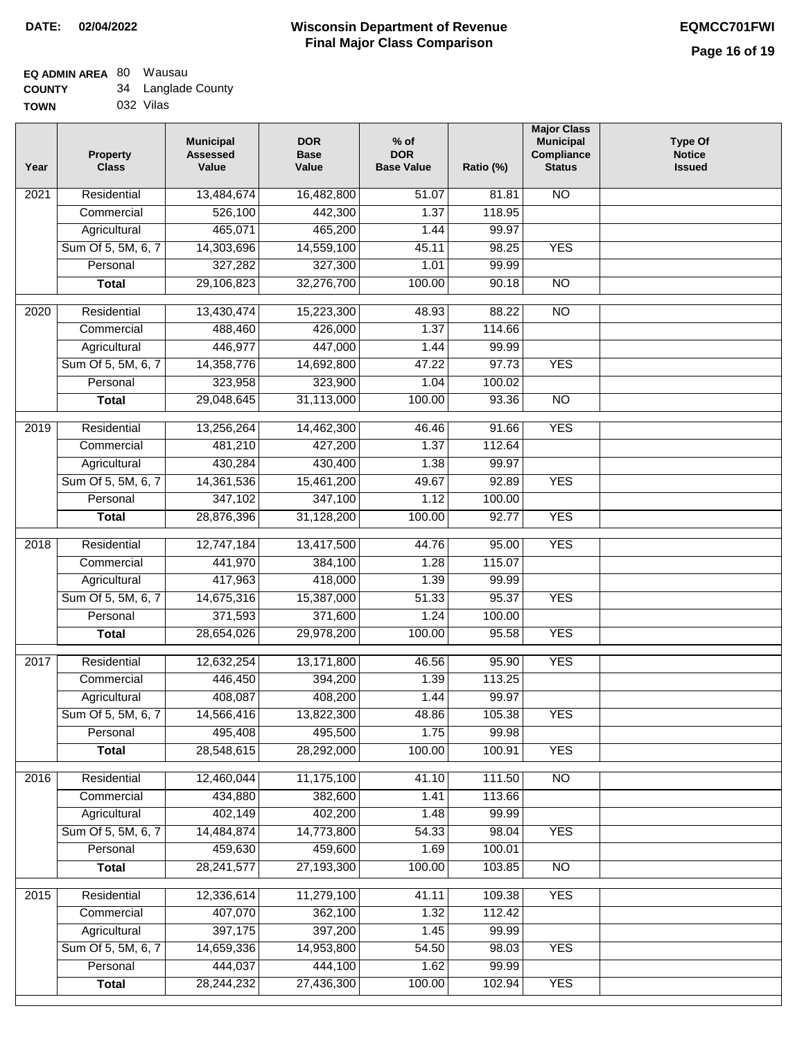**DATE:** 02/04/2022

# Wisconsin Department of Revenue
## Final Major Class Comparison

**EQMCC701FWI**

**EQ ADMIN AREA** 80 Wausau
**COUNTY** 34 Langlade County
**TOWN** 032 Vilas

| Year | Property Class | Municipal Assessed Value | DOR Base Value | % of DOR Base Value | Ratio (%) | Major Class Municipal Compliance Status | Type Of Notice Issued |
|---|---|---|---|---|---|---|---|
| 2021 | Residential | 13,484,674 | 16,482,800 | 51.07 | 81.81 | NO | |
| | Commercial | 526,100 | 442,300 | 1.37 | 118.95 | | |
| | Agricultural | 465,071 | 465,200 | 1.44 | 99.97 | | |
| | Sum Of 5, 5M, 6, 7 | 14,303,696 | 14,559,100 | 45.11 | 98.25 | YES | |
| | Personal | 327,282 | 327,300 | 1.01 | 99.99 | | |
| | **Total** | 29,106,823 | 32,276,700 | 100.00 | 90.18 | NO | |
| 2020 | Residential | 13,430,474 | 15,223,300 | 48.93 | 88.22 | NO | |
| | Commercial | 488,460 | 426,000 | 1.37 | 114.66 | | |
| | Agricultural | 446,977 | 447,000 | 1.44 | 99.99 | | |
| | Sum Of 5, 5M, 6, 7 | 14,358,776 | 14,692,800 | 47.22 | 97.73 | YES | |
| | Personal | 323,958 | 323,900 | 1.04 | 100.02 | | |
| | **Total** | 29,048,645 | 31,113,000 | 100.00 | 93.36 | NO | |
| 2019 | Residential | 13,256,264 | 14,462,300 | 46.46 | 91.66 | YES | |
| | Commercial | 481,210 | 427,200 | 1.37 | 112.64 | | |
| | Agricultural | 430,284 | 430,400 | 1.38 | 99.97 | | |
| | Sum Of 5, 5M, 6, 7 | 14,361,536 | 15,461,200 | 49.67 | 92.89 | YES | |
| | Personal | 347,102 | 347,100 | 1.12 | 100.00 | | |
| | **Total** | 28,876,396 | 31,128,200 | 100.00 | 92.77 | YES | |
| 2018 | Residential | 12,747,184 | 13,417,500 | 44.76 | 95.00 | YES | |
| | Commercial | 441,970 | 384,100 | 1.28 | 115.07 | | |
| | Agricultural | 417,963 | 418,000 | 1.39 | 99.99 | | |
| | Sum Of 5, 5M, 6, 7 | 14,675,316 | 15,387,000 | 51.33 | 95.37 | YES | |
| | Personal | 371,593 | 371,600 | 1.24 | 100.00 | | |
| | **Total** | 28,654,026 | 29,978,200 | 100.00 | 95.58 | YES | |
| 2017 | Residential | 12,632,254 | 13,171,800 | 46.56 | 95.90 | YES | |
| | Commercial | 446,450 | 394,200 | 1.39 | 113.25 | | |
| | Agricultural | 408,087 | 408,200 | 1.44 | 99.97 | | |
| | Sum Of 5, 5M, 6, 7 | 14,566,416 | 13,822,300 | 48.86 | 105.38 | YES | |
| | Personal | 495,408 | 495,500 | 1.75 | 99.98 | | |
| | **Total** | 28,548,615 | 28,292,000 | 100.00 | 100.91 | YES | |
| 2016 | Residential | 12,460,044 | 11,175,100 | 41.10 | 111.50 | NO | |
| | Commercial | 434,880 | 382,600 | 1.41 | 113.66 | | |
| | Agricultural | 402,149 | 402,200 | 1.48 | 99.99 | | |
| | Sum Of 5, 5M, 6, 7 | 14,484,874 | 14,773,800 | 54.33 | 98.04 | YES | |
| | Personal | 459,630 | 459,600 | 1.69 | 100.01 | | |
| | **Total** | 28,241,577 | 27,193,300 | 100.00 | 103.85 | NO | |
| 2015 | Residential | 12,336,614 | 11,279,100 | 41.11 | 109.38 | YES | |
| | Commercial | 407,070 | 362,100 | 1.32 | 112.42 | | |
| | Agricultural | 397,175 | 397,200 | 1.45 | 99.99 | | |
| | Sum Of 5, 5M, 6, 7 | 14,659,336 | 14,953,800 | 54.50 | 98.03 | YES | |
| | Personal | 444,037 | 444,100 | 1.62 | 99.99 | | |
| | **Total** | 28,244,232 | 27,436,300 | 100.00 | 102.94 | YES | |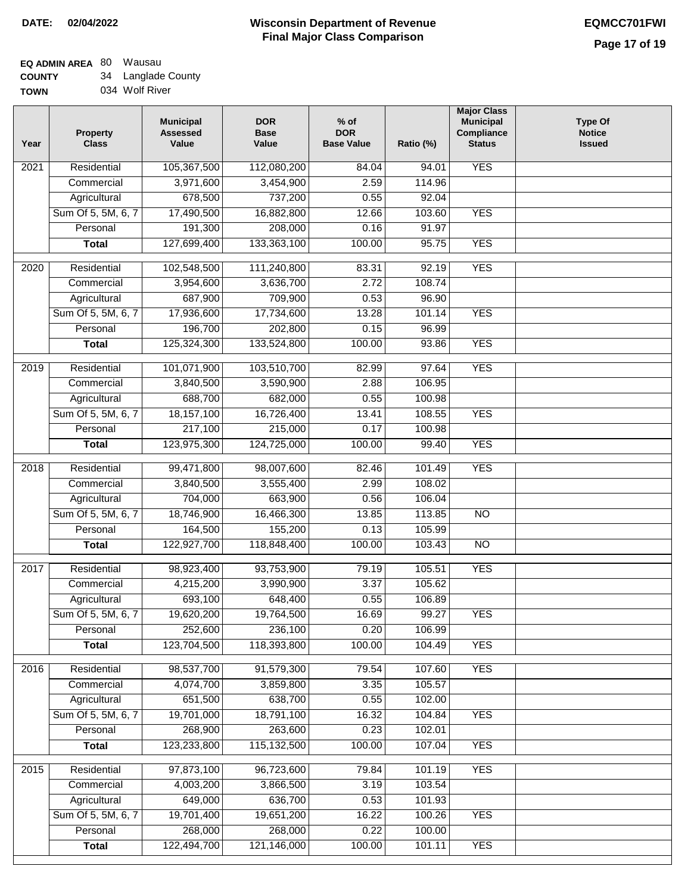**DATE: 02/04/2022**

# Wisconsin Department of Revenue
## Final Major Class Comparison

**EQMCC701FWI**

**EQ ADMIN AREA** 80 Wausau
**COUNTY** 34 Langlade County
**TOWN** 034 Wolf River

| Year | Property Class | Municipal Assessed Value | DOR Base Value | % of DOR Base Value | Ratio (%) | Major Class Municipal Compliance Status | Type Of Notice Issued |
|---|---|---|---|---|---|---|---|
| 2021 | Residential | 105,367,500 | 112,080,200 | 84.04 | 94.01 | YES | |
| | Commercial | 3,971,600 | 3,454,900 | 2.59 | 114.96 | | |
| | Agricultural | 678,500 | 737,200 | 0.55 | 92.04 | | |
| | Sum Of 5, 5M, 6, 7 | 17,490,500 | 16,882,800 | 12.66 | 103.60 | YES | |
| | Personal | 191,300 | 208,000 | 0.16 | 91.97 | | |
| | **Total** | 127,699,400 | 133,363,100 | 100.00 | 95.75 | YES | |
| 2020 | Residential | 102,548,500 | 111,240,800 | 83.31 | 92.19 | YES | |
| | Commercial | 3,954,600 | 3,636,700 | 2.72 | 108.74 | | |
| | Agricultural | 687,900 | 709,900 | 0.53 | 96.90 | | |
| | Sum Of 5, 5M, 6, 7 | 17,936,600 | 17,734,600 | 13.28 | 101.14 | YES | |
| | Personal | 196,700 | 202,800 | 0.15 | 96.99 | | |
| | **Total** | 125,324,300 | 133,524,800 | 100.00 | 93.86 | YES | |
| 2019 | Residential | 101,071,900 | 103,510,700 | 82.99 | 97.64 | YES | |
| | Commercial | 3,840,500 | 3,590,900 | 2.88 | 106.95 | | |
| | Agricultural | 688,700 | 682,000 | 0.55 | 100.98 | | |
| | Sum Of 5, 5M, 6, 7 | 18,157,100 | 16,726,400 | 13.41 | 108.55 | YES | |
| | Personal | 217,100 | 215,000 | 0.17 | 100.98 | | |
| | **Total** | 123,975,300 | 124,725,000 | 100.00 | 99.40 | YES | |
| 2018 | Residential | 99,471,800 | 98,007,600 | 82.46 | 101.49 | YES | |
| | Commercial | 3,840,500 | 3,555,400 | 2.99 | 108.02 | | |
| | Agricultural | 704,000 | 663,900 | 0.56 | 106.04 | | |
| | Sum Of 5, 5M, 6, 7 | 18,746,900 | 16,466,300 | 13.85 | 113.85 | NO | |
| | Personal | 164,500 | 155,200 | 0.13 | 105.99 | | |
| | **Total** | 122,927,700 | 118,848,400 | 100.00 | 103.43 | NO | |
| 2017 | Residential | 98,923,400 | 93,753,900 | 79.19 | 105.51 | YES | |
| | Commercial | 4,215,200 | 3,990,900 | 3.37 | 105.62 | | |
| | Agricultural | 693,100 | 648,400 | 0.55 | 106.89 | | |
| | Sum Of 5, 5M, 6, 7 | 19,620,200 | 19,764,500 | 16.69 | 99.27 | YES | |
| | Personal | 252,600 | 236,100 | 0.20 | 106.99 | | |
| | **Total** | 123,704,500 | 118,393,800 | 100.00 | 104.49 | YES | |
| 2016 | Residential | 98,537,700 | 91,579,300 | 79.54 | 107.60 | YES | |
| | Commercial | 4,074,700 | 3,859,800 | 3.35 | 105.57 | | |
| | Agricultural | 651,500 | 638,700 | 0.55 | 102.00 | | |
| | Sum Of 5, 5M, 6, 7 | 19,701,000 | 18,791,100 | 16.32 | 104.84 | YES | |
| | Personal | 268,900 | 263,600 | 0.23 | 102.01 | | |
| | **Total** | 123,233,800 | 115,132,500 | 100.00 | 107.04 | YES | |
| 2015 | Residential | 97,873,100 | 96,723,600 | 79.84 | 101.19 | YES | |
| | Commercial | 4,003,200 | 3,866,500 | 3.19 | 103.54 | | |
| | Agricultural | 649,000 | 636,700 | 0.53 | 101.93 | | |
| | Sum Of 5, 5M, 6, 7 | 19,701,400 | 19,651,200 | 16.22 | 100.26 | YES | |
| | Personal | 268,000 | 268,000 | 0.22 | 100.00 | | |
| | **Total** | 122,494,700 | 121,146,000 | 100.00 | 101.11 | YES | |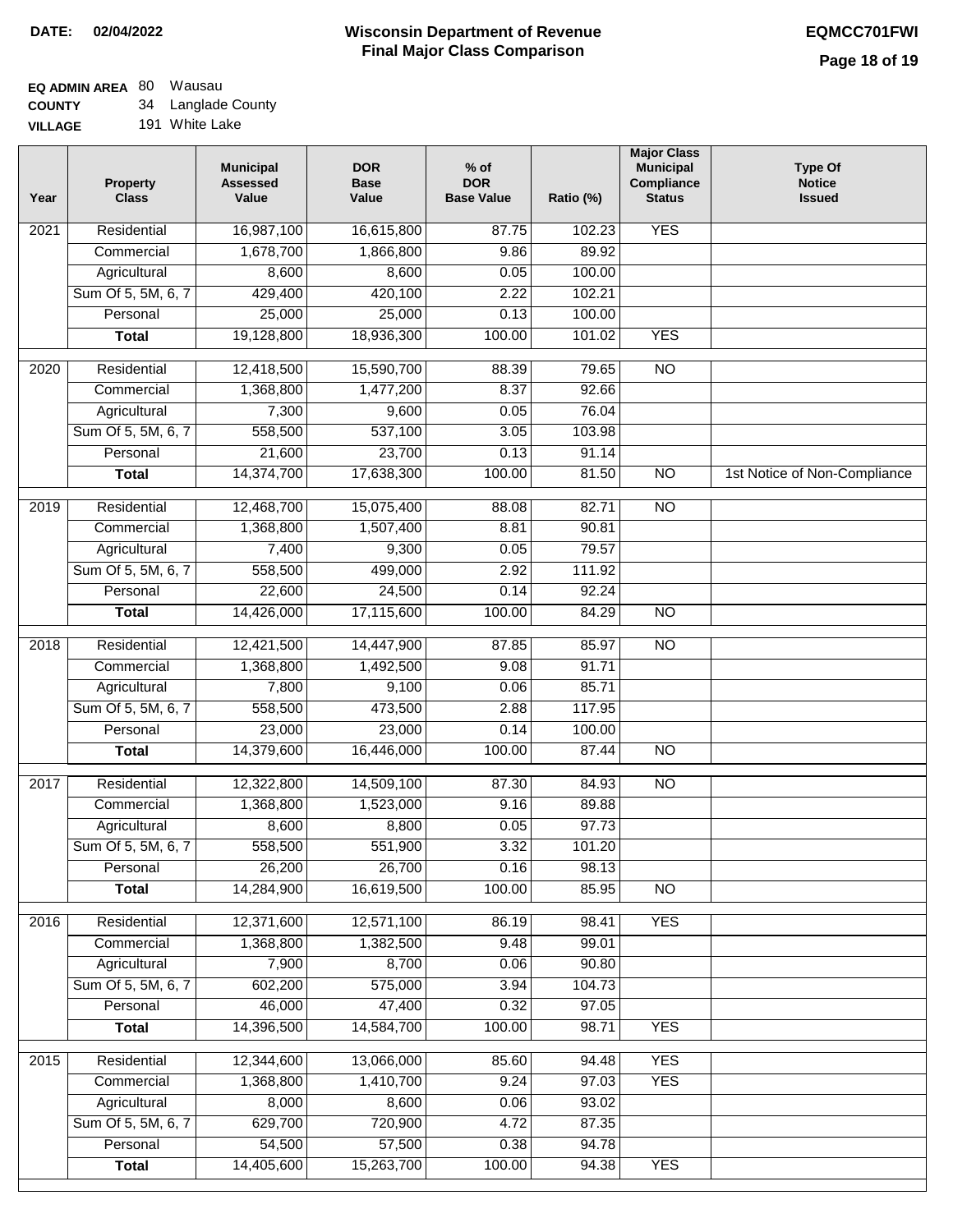**DATE: 02/04/2022**

# Wisconsin Department of Revenue
## Final Major Class Comparison

**EQMCC701FWI**

**EQ ADMIN AREA** 80 Wausau
**COUNTY** 34 Langlade County
**VILLAGE** 191 White Lake

| Year | Property Class | Municipal Assessed Value | DOR Base Value | % of DOR Base Value | Ratio (%) | Major Class Municipal Compliance Status | Type Of Notice Issued |
|---|---|---|---|---|---|---|---|
| 2021 | Residential | 16,987,100 | 16,615,800 | 87.75 | 102.23 | YES | |
| | Commercial | 1,678,700 | 1,866,800 | 9.86 | 89.92 | | |
| | Agricultural | 8,600 | 8,600 | 0.05 | 100.00 | | |
| | Sum Of 5, 5M, 6, 7 | 429,400 | 420,100 | 2.22 | 102.21 | | |
| | Personal | 25,000 | 25,000 | 0.13 | 100.00 | | |
| | **Total** | 19,128,800 | 18,936,300 | 100.00 | 101.02 | YES | |
| 2020 | Residential | 12,418,500 | 15,590,700 | 88.39 | 79.65 | NO | |
| | Commercial | 1,368,800 | 1,477,200 | 8.37 | 92.66 | | |
| | Agricultural | 7,300 | 9,600 | 0.05 | 76.04 | | |
| | Sum Of 5, 5M, 6, 7 | 558,500 | 537,100 | 3.05 | 103.98 | | |
| | Personal | 21,600 | 23,700 | 0.13 | 91.14 | | |
| | **Total** | 14,374,700 | 17,638,300 | 100.00 | 81.50 | NO | 1st Notice of Non-Compliance |
| 2019 | Residential | 12,468,700 | 15,075,400 | 88.08 | 82.71 | NO | |
| | Commercial | 1,368,800 | 1,507,400 | 8.81 | 90.81 | | |
| | Agricultural | 7,400 | 9,300 | 0.05 | 79.57 | | |
| | Sum Of 5, 5M, 6, 7 | 558,500 | 499,000 | 2.92 | 111.92 | | |
| | Personal | 22,600 | 24,500 | 0.14 | 92.24 | | |
| | **Total** | 14,426,000 | 17,115,600 | 100.00 | 84.29 | NO | |
| 2018 | Residential | 12,421,500 | 14,447,900 | 87.85 | 85.97 | NO | |
| | Commercial | 1,368,800 | 1,492,500 | 9.08 | 91.71 | | |
| | Agricultural | 7,800 | 9,100 | 0.06 | 85.71 | | |
| | Sum Of 5, 5M, 6, 7 | 558,500 | 473,500 | 2.88 | 117.95 | | |
| | Personal | 23,000 | 23,000 | 0.14 | 100.00 | | |
| | **Total** | 14,379,600 | 16,446,000 | 100.00 | 87.44 | NO | |
| 2017 | Residential | 12,322,800 | 14,509,100 | 87.30 | 84.93 | NO | |
| | Commercial | 1,368,800 | 1,523,000 | 9.16 | 89.88 | | |
| | Agricultural | 8,600 | 8,800 | 0.05 | 97.73 | | |
| | Sum Of 5, 5M, 6, 7 | 558,500 | 551,900 | 3.32 | 101.20 | | |
| | Personal | 26,200 | 26,700 | 0.16 | 98.13 | | |
| | **Total** | 14,284,900 | 16,619,500 | 100.00 | 85.95 | NO | |
| 2016 | Residential | 12,371,600 | 12,571,100 | 86.19 | 98.41 | YES | |
| | Commercial | 1,368,800 | 1,382,500 | 9.48 | 99.01 | | |
| | Agricultural | 7,900 | 8,700 | 0.06 | 90.80 | | |
| | Sum Of 5, 5M, 6, 7 | 602,200 | 575,000 | 3.94 | 104.73 | | |
| | Personal | 46,000 | 47,400 | 0.32 | 97.05 | | |
| | **Total** | 14,396,500 | 14,584,700 | 100.00 | 98.71 | YES | |
| 2015 | Residential | 12,344,600 | 13,066,000 | 85.60 | 94.48 | YES | |
| | Commercial | 1,368,800 | 1,410,700 | 9.24 | 97.03 | YES | |
| | Agricultural | 8,000 | 8,600 | 0.06 | 93.02 | | |
| | Sum Of 5, 5M, 6, 7 | 629,700 | 720,900 | 4.72 | 87.35 | | |
| | Personal | 54,500 | 57,500 | 0.38 | 94.78 | | |
| | **Total** | 14,405,600 | 15,263,700 | 100.00 | 94.38 | YES | |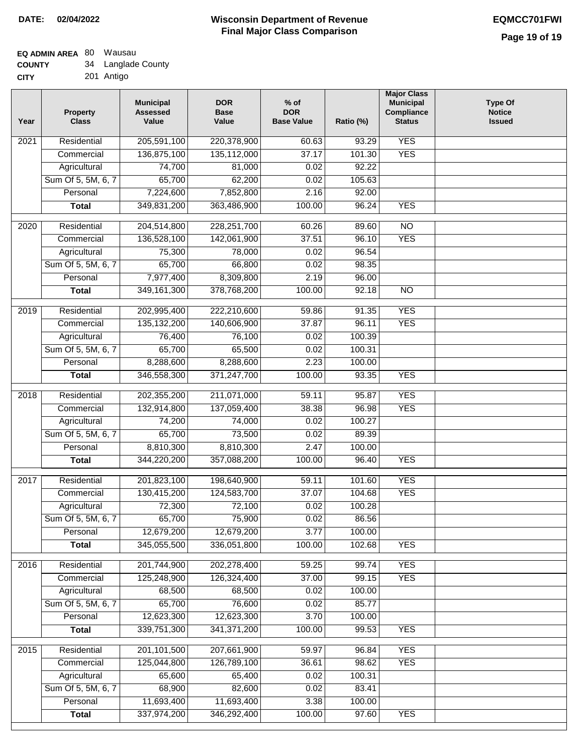**DATE: 02/04/2022**

# Wisconsin Department of Revenue
## Final Major Class Comparison

**EQMCC701FWI**

**EQ ADMIN AREA** 80 Wausau
**COUNTY** 34 Langlade County
**CITY** 201 Antigo

| Year | Property Class | Municipal Assessed Value | DOR Base Value | % of DOR Base Value | Ratio (%) | Major Class Municipal Compliance Status | Type Of Notice Issued |
|---|---|---|---|---|---|---|---|
| 2021 | Residential | 205,591,100 | 220,378,900 | 60.63 | 93.29 | YES | |
| | Commercial | 136,875,100 | 135,112,000 | 37.17 | 101.30 | YES | |
| | Agricultural | 74,700 | 81,000 | 0.02 | 92.22 | | |
| | Sum Of 5, 5M, 6, 7 | 65,700 | 62,200 | 0.02 | 105.63 | | |
| | Personal | 7,224,600 | 7,852,800 | 2.16 | 92.00 | | |
| | **Total** | 349,831,200 | 363,486,900 | 100.00 | 96.24 | YES | |
| 2020 | Residential | 204,514,800 | 228,251,700 | 60.26 | 89.60 | NO | |
| | Commercial | 136,528,100 | 142,061,900 | 37.51 | 96.10 | YES | |
| | Agricultural | 75,300 | 78,000 | 0.02 | 96.54 | | |
| | Sum Of 5, 5M, 6, 7 | 65,700 | 66,800 | 0.02 | 98.35 | | |
| | Personal | 7,977,400 | 8,309,800 | 2.19 | 96.00 | | |
| | **Total** | 349,161,300 | 378,768,200 | 100.00 | 92.18 | NO | |
| 2019 | Residential | 202,995,400 | 222,210,600 | 59.86 | 91.35 | YES | |
| | Commercial | 135,132,200 | 140,606,900 | 37.87 | 96.11 | YES | |
| | Agricultural | 76,400 | 76,100 | 0.02 | 100.39 | | |
| | Sum Of 5, 5M, 6, 7 | 65,700 | 65,500 | 0.02 | 100.31 | | |
| | Personal | 8,288,600 | 8,288,600 | 2.23 | 100.00 | | |
| | **Total** | 346,558,300 | 371,247,700 | 100.00 | 93.35 | YES | |
| 2018 | Residential | 202,355,200 | 211,071,000 | 59.11 | 95.87 | YES | |
| | Commercial | 132,914,800 | 137,059,400 | 38.38 | 96.98 | YES | |
| | Agricultural | 74,200 | 74,000 | 0.02 | 100.27 | | |
| | Sum Of 5, 5M, 6, 7 | 65,700 | 73,500 | 0.02 | 89.39 | | |
| | Personal | 8,810,300 | 8,810,300 | 2.47 | 100.00 | | |
| | **Total** | 344,220,200 | 357,088,200 | 100.00 | 96.40 | YES | |
| 2017 | Residential | 201,823,100 | 198,640,900 | 59.11 | 101.60 | YES | |
| | Commercial | 130,415,200 | 124,583,700 | 37.07 | 104.68 | YES | |
| | Agricultural | 72,300 | 72,100 | 0.02 | 100.28 | | |
| | Sum Of 5, 5M, 6, 7 | 65,700 | 75,900 | 0.02 | 86.56 | | |
| | Personal | 12,679,200 | 12,679,200 | 3.77 | 100.00 | | |
| | **Total** | 345,055,500 | 336,051,800 | 100.00 | 102.68 | YES | |
| 2016 | Residential | 201,744,900 | 202,278,400 | 59.25 | 99.74 | YES | |
| | Commercial | 125,248,900 | 126,324,400 | 37.00 | 99.15 | YES | |
| | Agricultural | 68,500 | 68,500 | 0.02 | 100.00 | | |
| | Sum Of 5, 5M, 6, 7 | 65,700 | 76,600 | 0.02 | 85.77 | | |
| | Personal | 12,623,300 | 12,623,300 | 3.70 | 100.00 | | |
| | **Total** | 339,751,300 | 341,371,200 | 100.00 | 99.53 | YES | |
| 2015 | Residential | 201,101,500 | 207,661,900 | 59.97 | 96.84 | YES | |
| | Commercial | 125,044,800 | 126,789,100 | 36.61 | 98.62 | YES | |
| | Agricultural | 65,600 | 65,400 | 0.02 | 100.31 | | |
| | Sum Of 5, 5M, 6, 7 | 68,900 | 82,600 | 0.02 | 83.41 | | |
| | Personal | 11,693,400 | 11,693,400 | 3.38 | 100.00 | | |
| | **Total** | 337,974,200 | 346,292,400 | 100.00 | 97.60 | YES | |